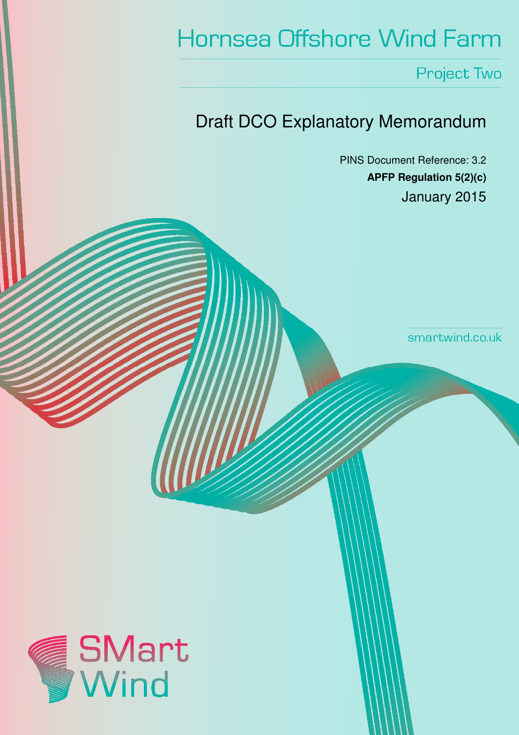# Hornsea Offshore Wind Farm

## Project Two

## Draft DCO Explanatory Memorandum

PINS Document Reference: 3.2

**APFP Regulation 5(2)(c)**

January 2015

smartwind.co.uk

SMart Wind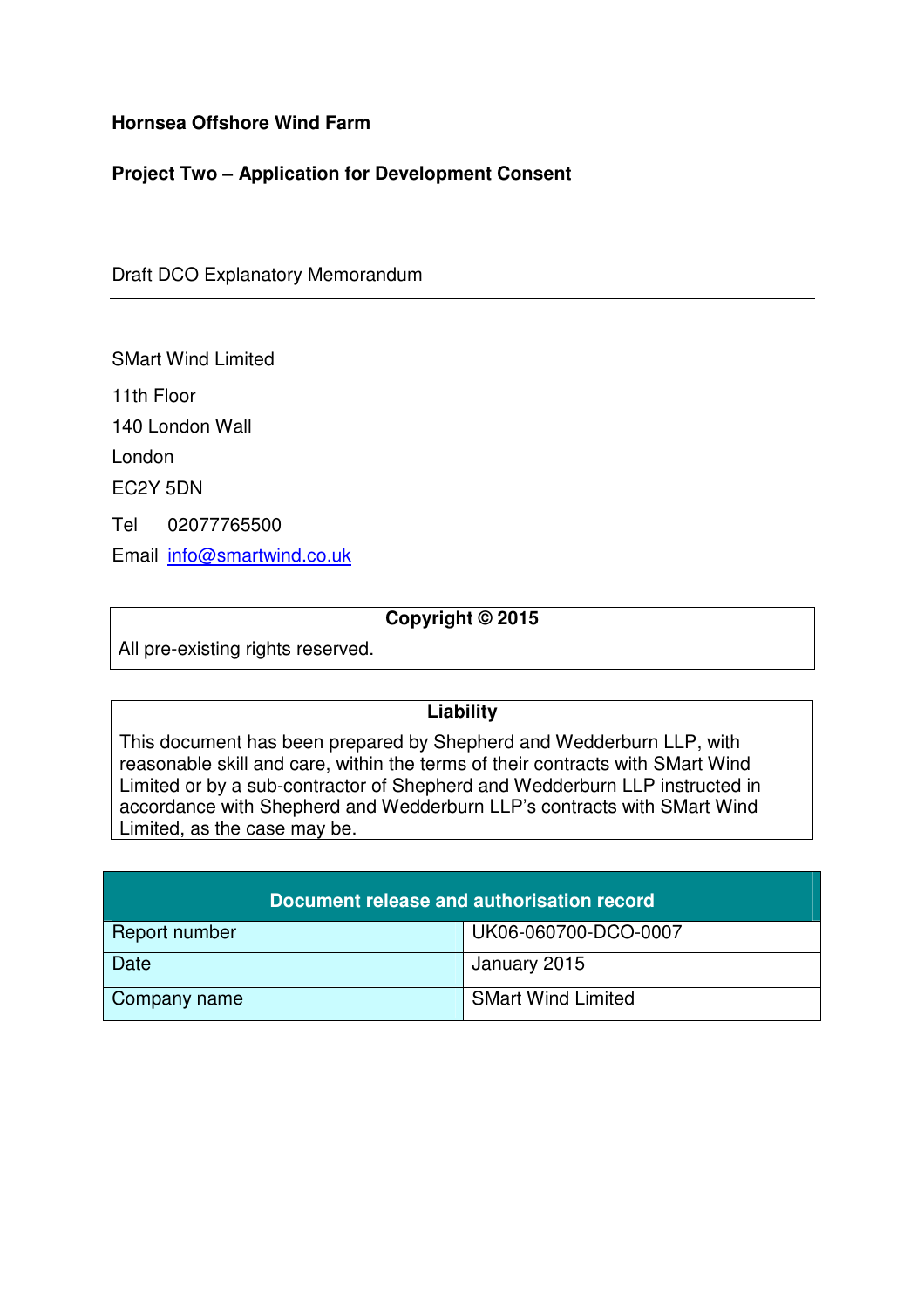**Hornsea Offshore Wind Farm**

**Project Two – Application for Development Consent**

Draft DCO Explanatory Memorandum

---

SMart Wind Limited

11th Floor
140 London Wall
London
EC2Y 5DN

Tel 02077765500
Email info@smartwind.co.uk

| **Copyright © 2015** |
|---|
| All pre-existing rights reserved. |

| **Liability** |
|---|
| This document has been prepared by Shepherd and Wedderburn LLP, with reasonable skill and care, within the terms of their contracts with SMart Wind Limited or by a sub-contractor of Shepherd and Wedderburn LLP instructed in accordance with Shepherd and Wedderburn LLP's contracts with SMart Wind Limited, as the case may be. |

| **Document release and authorisation record** | |
|---|---|
| Report number | UK06-060700-DCO-0007 |
| Date | January 2015 |
| Company name | SMart Wind Limited |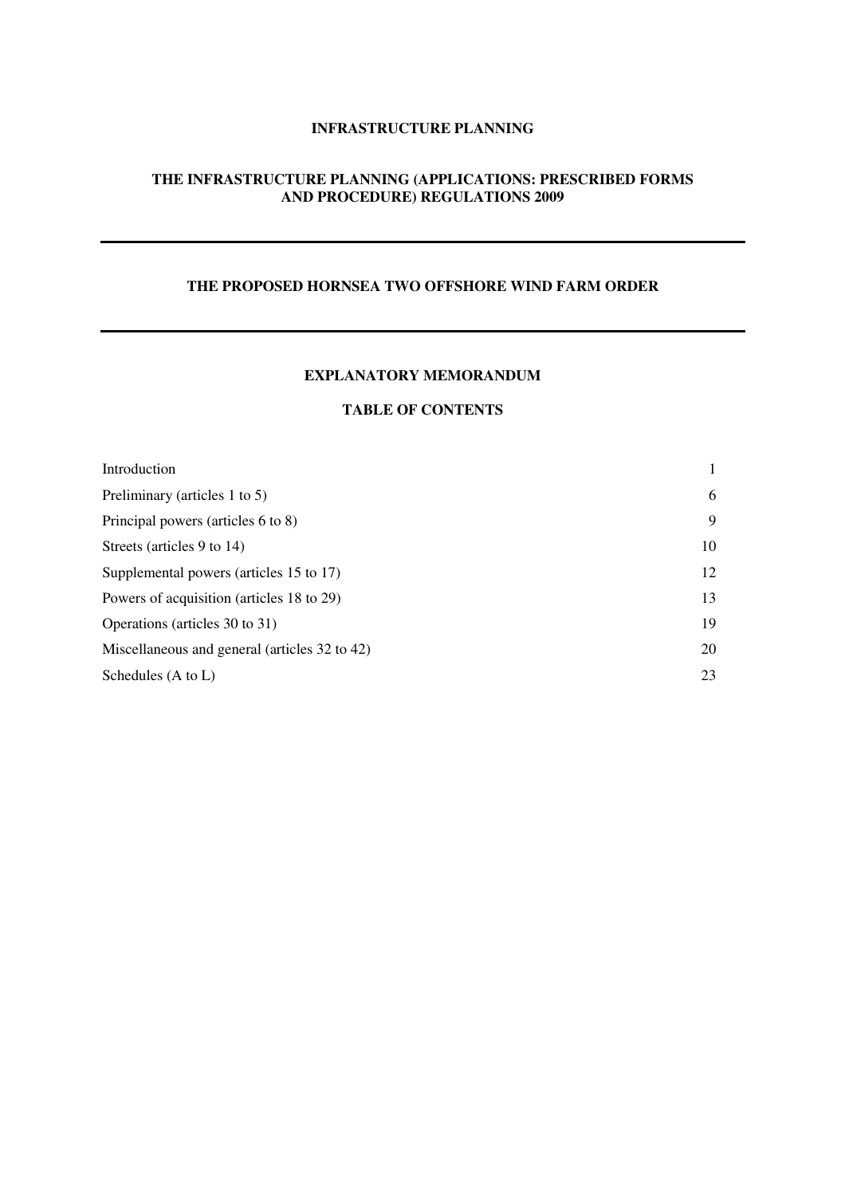**INFRASTRUCTURE PLANNING**

**THE INFRASTRUCTURE PLANNING (APPLICATIONS: PRESCRIBED FORMS AND PROCEDURE) REGULATIONS 2009**

---

**THE PROPOSED HORNSEA TWO OFFSHORE WIND FARM ORDER**

---

**EXPLANATORY MEMORANDUM**

**TABLE OF CONTENTS**

| | |
|---|---|
| Introduction | 1 |
| Preliminary (articles 1 to 5) | 6 |
| Principal powers (articles 6 to 8) | 9 |
| Streets (articles 9 to 14) | 10 |
| Supplemental powers (articles 15 to 17) | 12 |
| Powers of acquisition (articles 18 to 29) | 13 |
| Operations (articles 30 to 31) | 19 |
| Miscellaneous and general (articles 32 to 42) | 20 |
| Schedules (A to L) | 23 |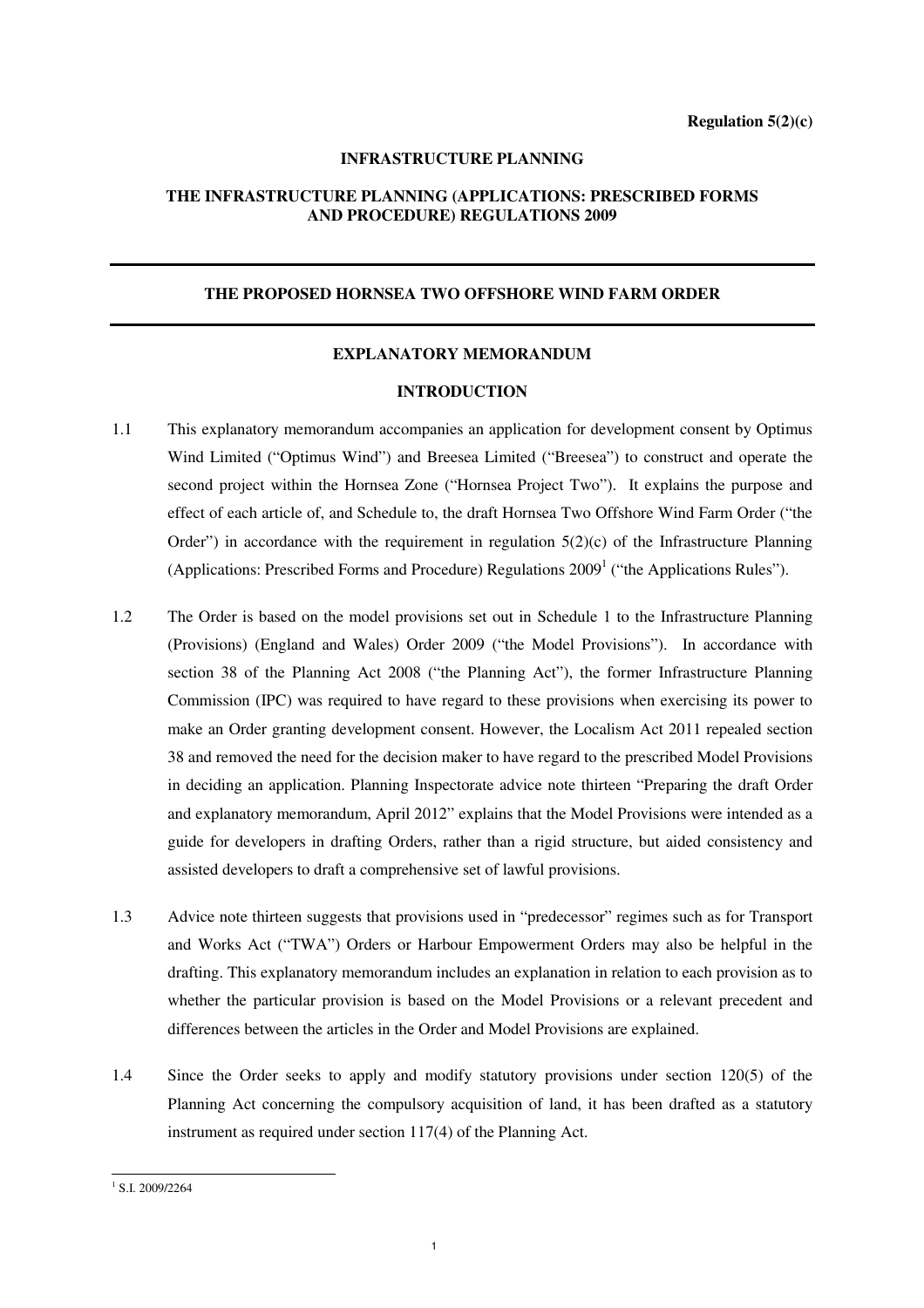**Regulation 5(2)(c)**

**INFRASTRUCTURE PLANNING**

**THE INFRASTRUCTURE PLANNING (APPLICATIONS: PRESCRIBED FORMS AND PROCEDURE) REGULATIONS 2009**

---

**THE PROPOSED HORNSEA TWO OFFSHORE WIND FARM ORDER**

---

**EXPLANATORY MEMORANDUM**

**INTRODUCTION**

1.1 This explanatory memorandum accompanies an application for development consent by Optimus Wind Limited ("Optimus Wind") and Breesea Limited ("Breesea") to construct and operate the second project within the Hornsea Zone ("Hornsea Project Two"). It explains the purpose and effect of each article of, and Schedule to, the draft Hornsea Two Offshore Wind Farm Order ("the Order") in accordance with the requirement in regulation 5(2)(c) of the Infrastructure Planning (Applications: Prescribed Forms and Procedure) Regulations 2009[1] ("the Applications Rules").

1.2 The Order is based on the model provisions set out in Schedule 1 to the Infrastructure Planning (Provisions) (England and Wales) Order 2009 ("the Model Provisions"). In accordance with section 38 of the Planning Act 2008 ("the Planning Act"), the former Infrastructure Planning Commission (IPC) was required to have regard to these provisions when exercising its power to make an Order granting development consent. However, the Localism Act 2011 repealed section 38 and removed the need for the decision maker to have regard to the prescribed Model Provisions in deciding an application. Planning Inspectorate advice note thirteen "Preparing the draft Order and explanatory memorandum, April 2012" explains that the Model Provisions were intended as a guide for developers in drafting Orders, rather than a rigid structure, but aided consistency and assisted developers to draft a comprehensive set of lawful provisions.

1.3 Advice note thirteen suggests that provisions used in "predecessor" regimes such as for Transport and Works Act ("TWA") Orders or Harbour Empowerment Orders may also be helpful in the drafting. This explanatory memorandum includes an explanation in relation to each provision as to whether the particular provision is based on the Model Provisions or a relevant precedent and differences between the articles in the Order and Model Provisions are explained.

1.4 Since the Order seeks to apply and modify statutory provisions under section 120(5) of the Planning Act concerning the compulsory acquisition of land, it has been drafted as a statutory instrument as required under section 117(4) of the Planning Act.

---

[1] S.I. 2009/2264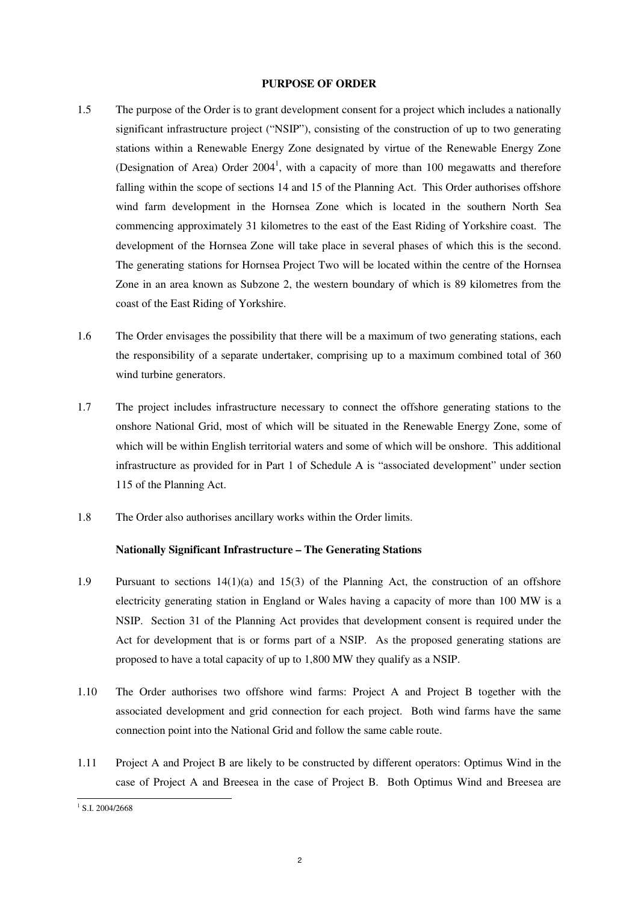## PURPOSE OF ORDER

1.5 The purpose of the Order is to grant development consent for a project which includes a nationally significant infrastructure project ("NSIP"), consisting of the construction of up to two generating stations within a Renewable Energy Zone designated by virtue of the Renewable Energy Zone (Designation of Area) Order 2004[1], with a capacity of more than 100 megawatts and therefore falling within the scope of sections 14 and 15 of the Planning Act. This Order authorises offshore wind farm development in the Hornsea Zone which is located in the southern North Sea commencing approximately 31 kilometres to the east of the East Riding of Yorkshire coast. The development of the Hornsea Zone will take place in several phases of which this is the second. The generating stations for Hornsea Project Two will be located within the centre of the Hornsea Zone in an area known as Subzone 2, the western boundary of which is 89 kilometres from the coast of the East Riding of Yorkshire.

1.6 The Order envisages the possibility that there will be a maximum of two generating stations, each the responsibility of a separate undertaker, comprising up to a maximum combined total of 360 wind turbine generators.

1.7 The project includes infrastructure necessary to connect the offshore generating stations to the onshore National Grid, most of which will be situated in the Renewable Energy Zone, some of which will be within English territorial waters and some of which will be onshore. This additional infrastructure as provided for in Part 1 of Schedule A is "associated development" under section 115 of the Planning Act.

1.8 The Order also authorises ancillary works within the Order limits.

### Nationally Significant Infrastructure – The Generating Stations

1.9 Pursuant to sections 14(1)(a) and 15(3) of the Planning Act, the construction of an offshore electricity generating station in England or Wales having a capacity of more than 100 MW is a NSIP. Section 31 of the Planning Act provides that development consent is required under the Act for development that is or forms part of a NSIP. As the proposed generating stations are proposed to have a total capacity of up to 1,800 MW they qualify as a NSIP.

1.10 The Order authorises two offshore wind farms: Project A and Project B together with the associated development and grid connection for each project. Both wind farms have the same connection point into the National Grid and follow the same cable route.

1.11 Project A and Project B are likely to be constructed by different operators: Optimus Wind in the case of Project A and Breesea in the case of Project B. Both Optimus Wind and Breesea are

---

[1] S.I. 2004/2668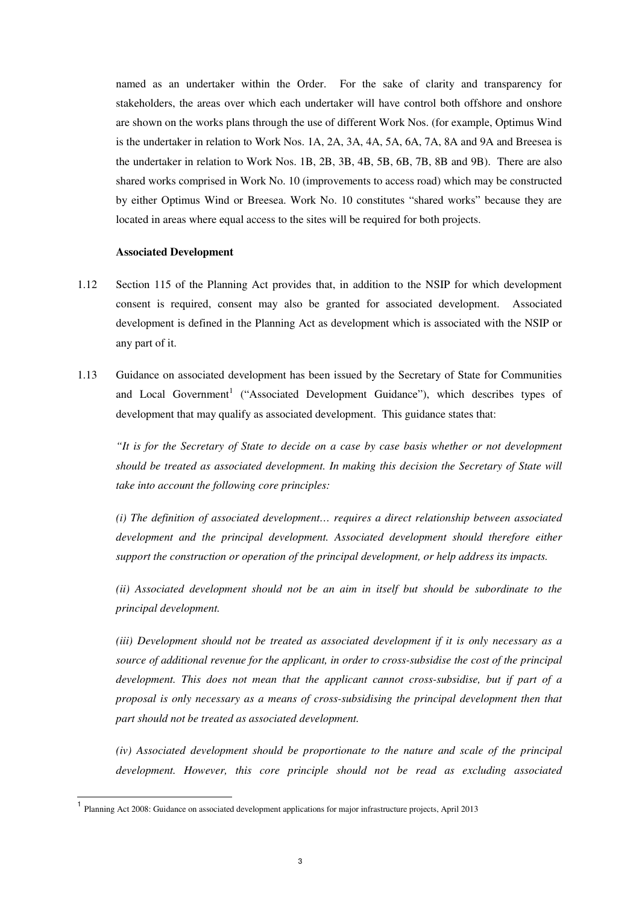named as an undertaker within the Order. For the sake of clarity and transparency for stakeholders, the areas over which each undertaker will have control both offshore and onshore are shown on the works plans through the use of different Work Nos. (for example, Optimus Wind is the undertaker in relation to Work Nos. 1A, 2A, 3A, 4A, 5A, 6A, 7A, 8A and 9A and Breesea is the undertaker in relation to Work Nos. 1B, 2B, 3B, 4B, 5B, 6B, 7B, 8B and 9B). There are also shared works comprised in Work No. 10 (improvements to access road) which may be constructed by either Optimus Wind or Breesea. Work No. 10 constitutes "shared works" because they are located in areas where equal access to the sites will be required for both projects.

**Associated Development**

1.12 Section 115 of the Planning Act provides that, in addition to the NSIP for which development consent is required, consent may also be granted for associated development. Associated development is defined in the Planning Act as development which is associated with the NSIP or any part of it.

1.13 Guidance on associated development has been issued by the Secretary of State for Communities and Local Government[1] ("Associated Development Guidance"), which describes types of development that may qualify as associated development. This guidance states that:

*"It is for the Secretary of State to decide on a case by case basis whether or not development should be treated as associated development. In making this decision the Secretary of State will take into account the following core principles:*

*(i) The definition of associated development… requires a direct relationship between associated development and the principal development. Associated development should therefore either support the construction or operation of the principal development, or help address its impacts.*

*(ii) Associated development should not be an aim in itself but should be subordinate to the principal development.*

*(iii) Development should not be treated as associated development if it is only necessary as a source of additional revenue for the applicant, in order to cross-subsidise the cost of the principal development. This does not mean that the applicant cannot cross-subsidise, but if part of a proposal is only necessary as a means of cross-subsidising the principal development then that part should not be treated as associated development.*

*(iv) Associated development should be proportionate to the nature and scale of the principal development. However, this core principle should not be read as excluding associated*

---

[1] Planning Act 2008: Guidance on associated development applications for major infrastructure projects, April 2013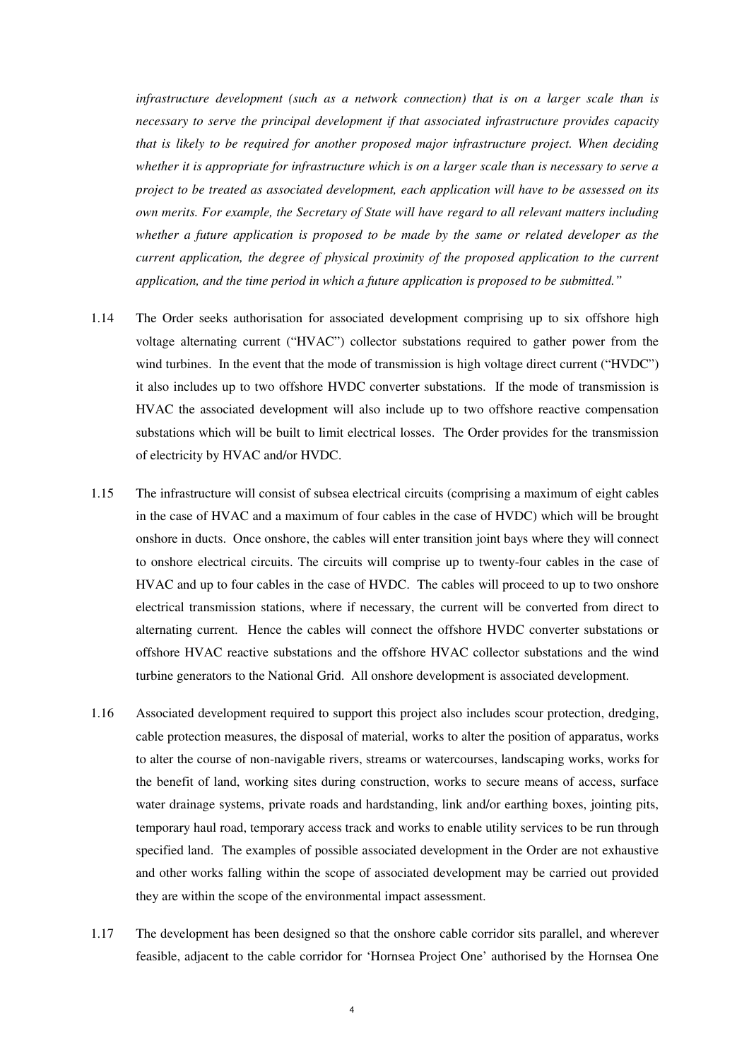*infrastructure development (such as a network connection) that is on a larger scale than is necessary to serve the principal development if that associated infrastructure provides capacity that is likely to be required for another proposed major infrastructure project. When deciding whether it is appropriate for infrastructure which is on a larger scale than is necessary to serve a project to be treated as associated development, each application will have to be assessed on its own merits. For example, the Secretary of State will have regard to all relevant matters including whether a future application is proposed to be made by the same or related developer as the current application, the degree of physical proximity of the proposed application to the current application, and the time period in which a future application is proposed to be submitted."*

1.14 The Order seeks authorisation for associated development comprising up to six offshore high voltage alternating current ("HVAC") collector substations required to gather power from the wind turbines. In the event that the mode of transmission is high voltage direct current ("HVDC") it also includes up to two offshore HVDC converter substations. If the mode of transmission is HVAC the associated development will also include up to two offshore reactive compensation substations which will be built to limit electrical losses. The Order provides for the transmission of electricity by HVAC and/or HVDC.

1.15 The infrastructure will consist of subsea electrical circuits (comprising a maximum of eight cables in the case of HVAC and a maximum of four cables in the case of HVDC) which will be brought onshore in ducts. Once onshore, the cables will enter transition joint bays where they will connect to onshore electrical circuits. The circuits will comprise up to twenty-four cables in the case of HVAC and up to four cables in the case of HVDC. The cables will proceed to up to two onshore electrical transmission stations, where if necessary, the current will be converted from direct to alternating current. Hence the cables will connect the offshore HVDC converter substations or offshore HVAC reactive substations and the offshore HVAC collector substations and the wind turbine generators to the National Grid. All onshore development is associated development.

1.16 Associated development required to support this project also includes scour protection, dredging, cable protection measures, the disposal of material, works to alter the position of apparatus, works to alter the course of non-navigable rivers, streams or watercourses, landscaping works, works for the benefit of land, working sites during construction, works to secure means of access, surface water drainage systems, private roads and hardstanding, link and/or earthing boxes, jointing pits, temporary haul road, temporary access track and works to enable utility services to be run through specified land. The examples of possible associated development in the Order are not exhaustive and other works falling within the scope of associated development may be carried out provided they are within the scope of the environmental impact assessment.

1.17 The development has been designed so that the onshore cable corridor sits parallel, and wherever feasible, adjacent to the cable corridor for 'Hornsea Project One' authorised by the Hornsea One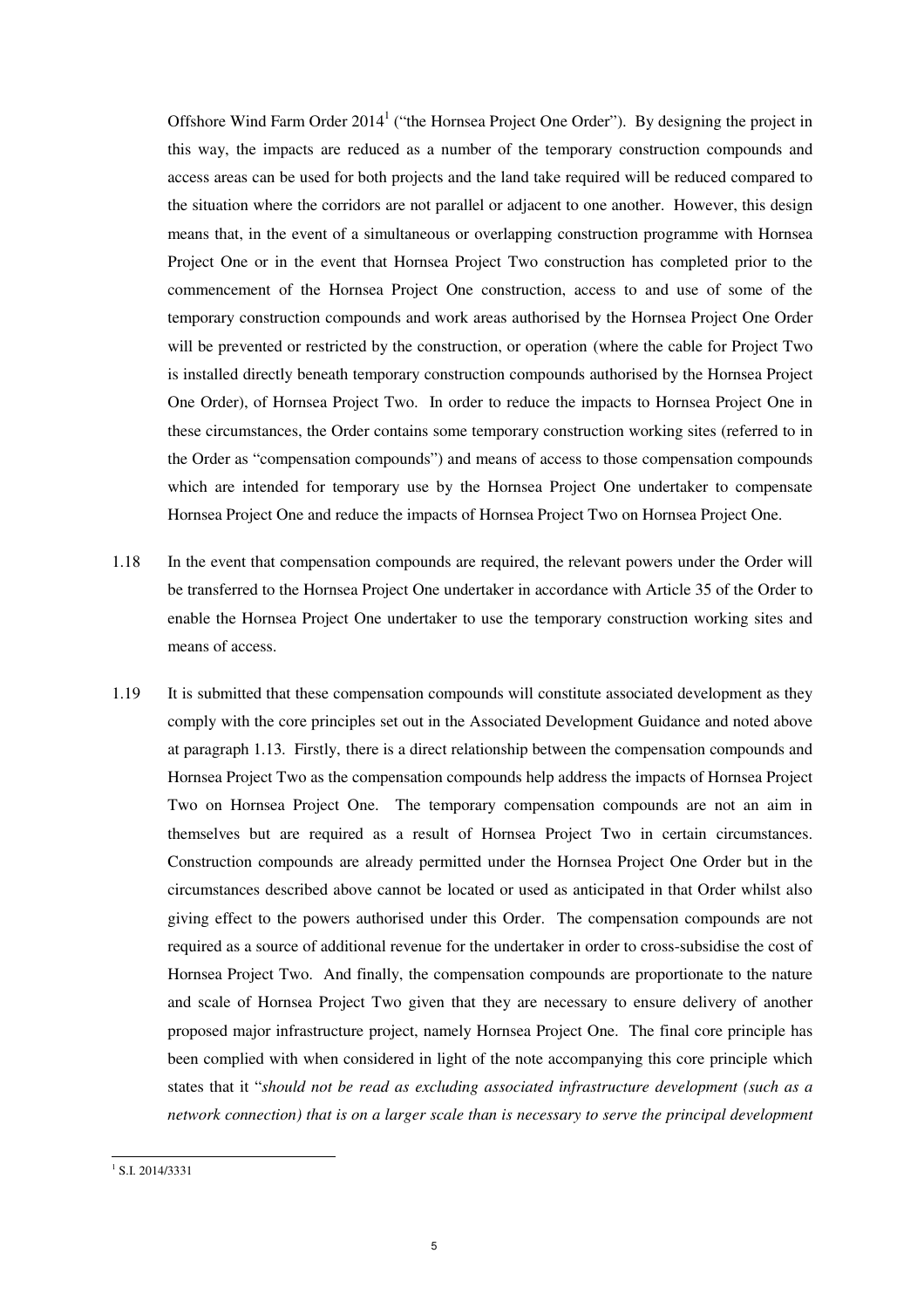Offshore Wind Farm Order 2014[1] ("the Hornsea Project One Order"). By designing the project in this way, the impacts are reduced as a number of the temporary construction compounds and access areas can be used for both projects and the land take required will be reduced compared to the situation where the corridors are not parallel or adjacent to one another. However, this design means that, in the event of a simultaneous or overlapping construction programme with Hornsea Project One or in the event that Hornsea Project Two construction has completed prior to the commencement of the Hornsea Project One construction, access to and use of some of the temporary construction compounds and work areas authorised by the Hornsea Project One Order will be prevented or restricted by the construction, or operation (where the cable for Project Two is installed directly beneath temporary construction compounds authorised by the Hornsea Project One Order), of Hornsea Project Two. In order to reduce the impacts to Hornsea Project One in these circumstances, the Order contains some temporary construction working sites (referred to in the Order as "compensation compounds") and means of access to those compensation compounds which are intended for temporary use by the Hornsea Project One undertaker to compensate Hornsea Project One and reduce the impacts of Hornsea Project Two on Hornsea Project One.

1.18 In the event that compensation compounds are required, the relevant powers under the Order will be transferred to the Hornsea Project One undertaker in accordance with Article 35 of the Order to enable the Hornsea Project One undertaker to use the temporary construction working sites and means of access.

1.19 It is submitted that these compensation compounds will constitute associated development as they comply with the core principles set out in the Associated Development Guidance and noted above at paragraph 1.13. Firstly, there is a direct relationship between the compensation compounds and Hornsea Project Two as the compensation compounds help address the impacts of Hornsea Project Two on Hornsea Project One. The temporary compensation compounds are not an aim in themselves but are required as a result of Hornsea Project Two in certain circumstances. Construction compounds are already permitted under the Hornsea Project One Order but in the circumstances described above cannot be located or used as anticipated in that Order whilst also giving effect to the powers authorised under this Order. The compensation compounds are not required as a source of additional revenue for the undertaker in order to cross-subsidise the cost of Hornsea Project Two. And finally, the compensation compounds are proportionate to the nature and scale of Hornsea Project Two given that they are necessary to ensure delivery of another proposed major infrastructure project, namely Hornsea Project One. The final core principle has been complied with when considered in light of the note accompanying this core principle which states that it "*should not be read as excluding associated infrastructure development (such as a network connection) that is on a larger scale than is necessary to serve the principal development*

[1] S.I. 2014/3331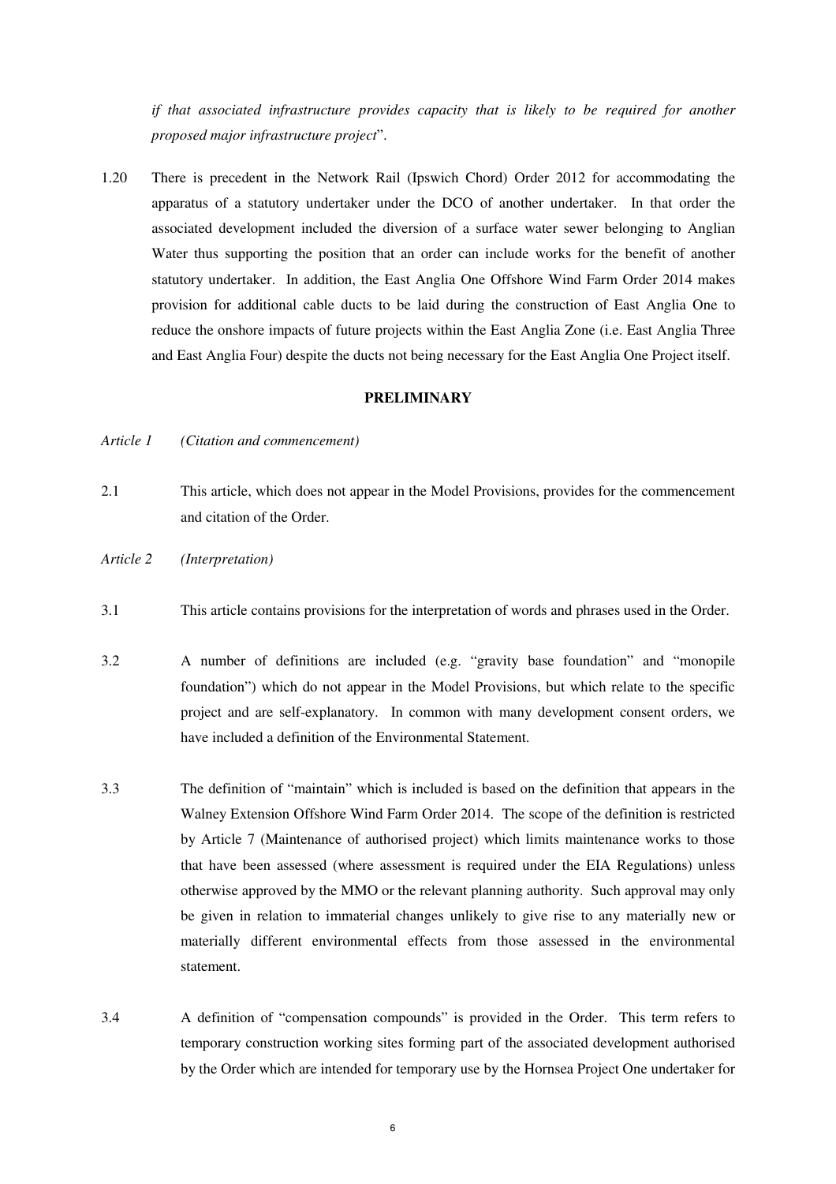*if that associated infrastructure provides capacity that is likely to be required for another proposed major infrastructure project*".

1.20 There is precedent in the Network Rail (Ipswich Chord) Order 2012 for accommodating the apparatus of a statutory undertaker under the DCO of another undertaker. In that order the associated development included the diversion of a surface water sewer belonging to Anglian Water thus supporting the position that an order can include works for the benefit of another statutory undertaker. In addition, the East Anglia One Offshore Wind Farm Order 2014 makes provision for additional cable ducts to be laid during the construction of East Anglia One to reduce the onshore impacts of future projects within the East Anglia Zone (i.e. East Anglia Three and East Anglia Four) despite the ducts not being necessary for the East Anglia One Project itself.

## PRELIMINARY

*Article 1 (Citation and commencement)*

2.1 This article, which does not appear in the Model Provisions, provides for the commencement and citation of the Order.

*Article 2 (Interpretation)*

3.1 This article contains provisions for the interpretation of words and phrases used in the Order.

3.2 A number of definitions are included (e.g. "gravity base foundation" and "monopile foundation") which do not appear in the Model Provisions, but which relate to the specific project and are self-explanatory. In common with many development consent orders, we have included a definition of the Environmental Statement.

3.3 The definition of "maintain" which is included is based on the definition that appears in the Walney Extension Offshore Wind Farm Order 2014. The scope of the definition is restricted by Article 7 (Maintenance of authorised project) which limits maintenance works to those that have been assessed (where assessment is required under the EIA Regulations) unless otherwise approved by the MMO or the relevant planning authority. Such approval may only be given in relation to immaterial changes unlikely to give rise to any materially new or materially different environmental effects from those assessed in the environmental statement.

3.4 A definition of "compensation compounds" is provided in the Order. This term refers to temporary construction working sites forming part of the associated development authorised by the Order which are intended for temporary use by the Hornsea Project One undertaker for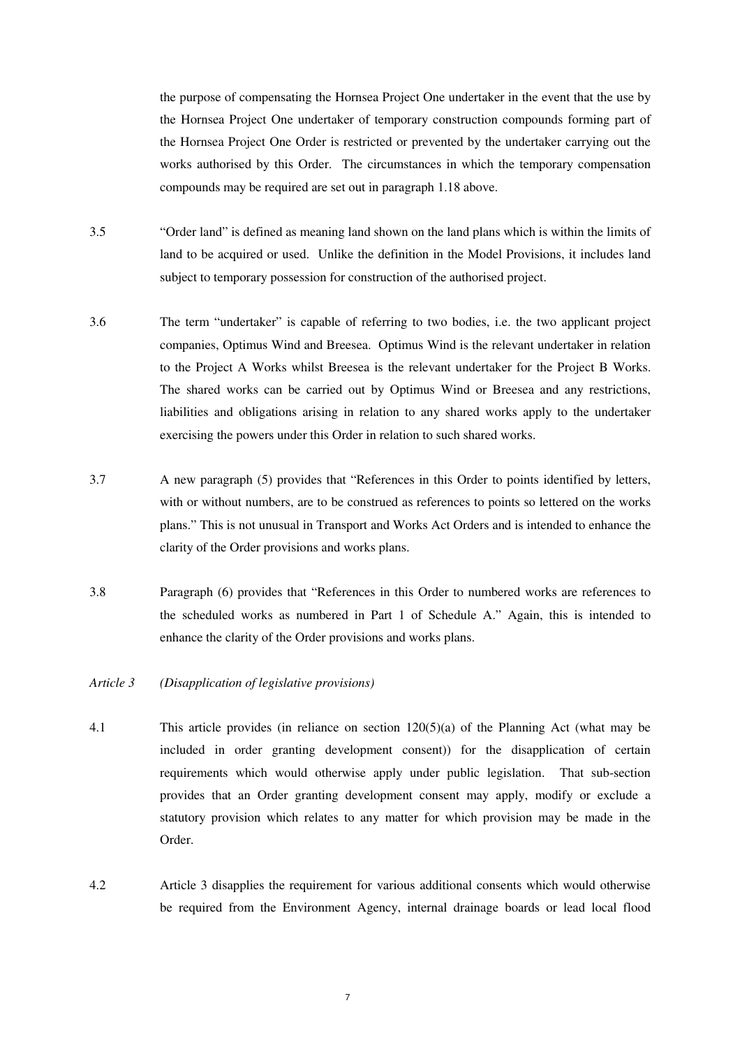the purpose of compensating the Hornsea Project One undertaker in the event that the use by the Hornsea Project One undertaker of temporary construction compounds forming part of the Hornsea Project One Order is restricted or prevented by the undertaker carrying out the works authorised by this Order. The circumstances in which the temporary compensation compounds may be required are set out in paragraph 1.18 above.

3.5 "Order land" is defined as meaning land shown on the land plans which is within the limits of land to be acquired or used. Unlike the definition in the Model Provisions, it includes land subject to temporary possession for construction of the authorised project.

3.6 The term "undertaker" is capable of referring to two bodies, i.e. the two applicant project companies, Optimus Wind and Breesea. Optimus Wind is the relevant undertaker in relation to the Project A Works whilst Breesea is the relevant undertaker for the Project B Works. The shared works can be carried out by Optimus Wind or Breesea and any restrictions, liabilities and obligations arising in relation to any shared works apply to the undertaker exercising the powers under this Order in relation to such shared works.

3.7 A new paragraph (5) provides that "References in this Order to points identified by letters, with or without numbers, are to be construed as references to points so lettered on the works plans." This is not unusual in Transport and Works Act Orders and is intended to enhance the clarity of the Order provisions and works plans.

3.8 Paragraph (6) provides that "References in this Order to numbered works are references to the scheduled works as numbered in Part 1 of Schedule A." Again, this is intended to enhance the clarity of the Order provisions and works plans.

*Article 3 (Disapplication of legislative provisions)*

4.1 This article provides (in reliance on section 120(5)(a) of the Planning Act (what may be included in order granting development consent)) for the disapplication of certain requirements which would otherwise apply under public legislation. That sub-section provides that an Order granting development consent may apply, modify or exclude a statutory provision which relates to any matter for which provision may be made in the Order.

4.2 Article 3 disapplies the requirement for various additional consents which would otherwise be required from the Environment Agency, internal drainage boards or lead local flood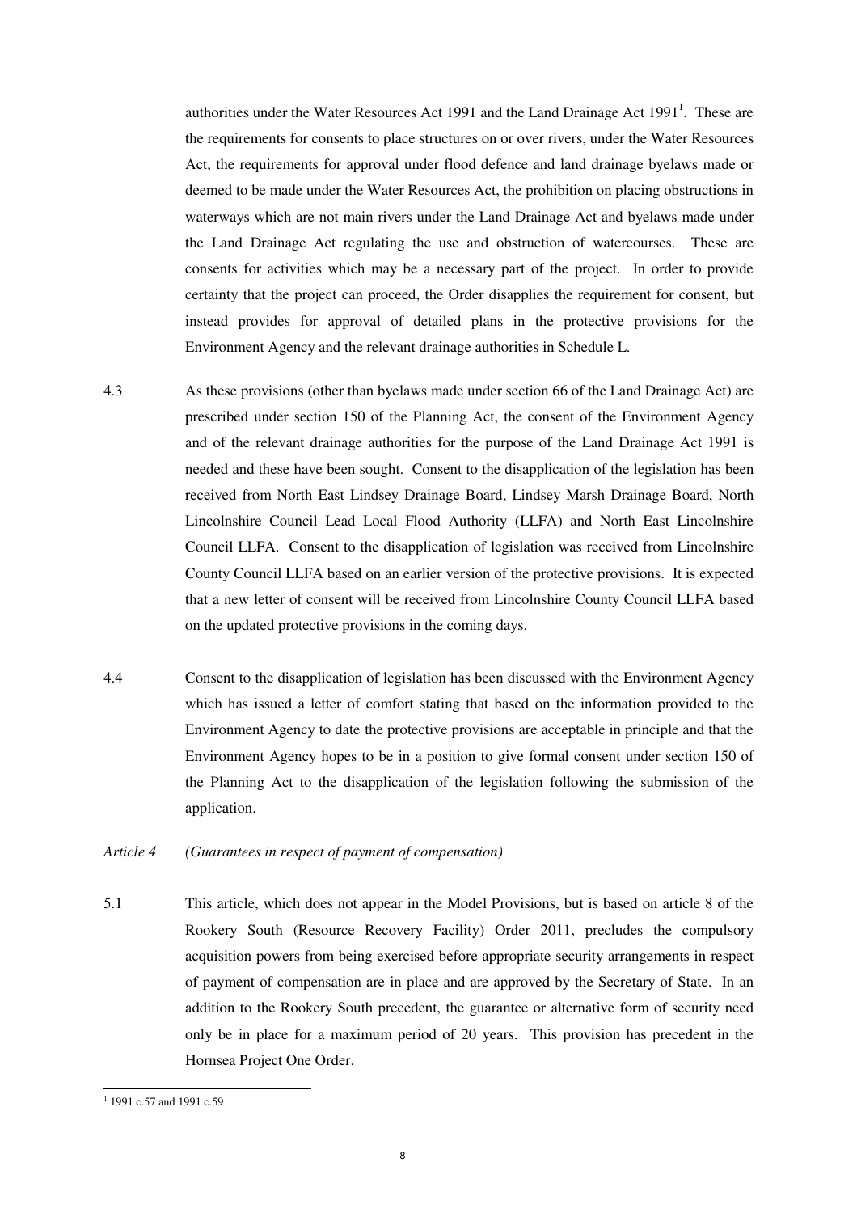authorities under the Water Resources Act 1991 and the Land Drainage Act 1991[1]. These are the requirements for consents to place structures on or over rivers, under the Water Resources Act, the requirements for approval under flood defence and land drainage byelaws made or deemed to be made under the Water Resources Act, the prohibition on placing obstructions in waterways which are not main rivers under the Land Drainage Act and byelaws made under the Land Drainage Act regulating the use and obstruction of watercourses. These are consents for activities which may be a necessary part of the project. In order to provide certainty that the project can proceed, the Order disapplies the requirement for consent, but instead provides for approval of detailed plans in the protective provisions for the Environment Agency and the relevant drainage authorities in Schedule L.

4.3 As these provisions (other than byelaws made under section 66 of the Land Drainage Act) are prescribed under section 150 of the Planning Act, the consent of the Environment Agency and of the relevant drainage authorities for the purpose of the Land Drainage Act 1991 is needed and these have been sought. Consent to the disapplication of the legislation has been received from North East Lindsey Drainage Board, Lindsey Marsh Drainage Board, North Lincolnshire Council Lead Local Flood Authority (LLFA) and North East Lincolnshire Council LLFA. Consent to the disapplication of legislation was received from Lincolnshire County Council LLFA based on an earlier version of the protective provisions. It is expected that a new letter of consent will be received from Lincolnshire County Council LLFA based on the updated protective provisions in the coming days.

4.4 Consent to the disapplication of legislation has been discussed with the Environment Agency which has issued a letter of comfort stating that based on the information provided to the Environment Agency to date the protective provisions are acceptable in principle and that the Environment Agency hopes to be in a position to give formal consent under section 150 of the Planning Act to the disapplication of the legislation following the submission of the application.

*Article 4 (Guarantees in respect of payment of compensation)*

5.1 This article, which does not appear in the Model Provisions, but is based on article 8 of the Rookery South (Resource Recovery Facility) Order 2011, precludes the compulsory acquisition powers from being exercised before appropriate security arrangements in respect of payment of compensation are in place and are approved by the Secretary of State. In an addition to the Rookery South precedent, the guarantee or alternative form of security need only be in place for a maximum period of 20 years. This provision has precedent in the Hornsea Project One Order.

[1] 1991 c.57 and 1991 c.59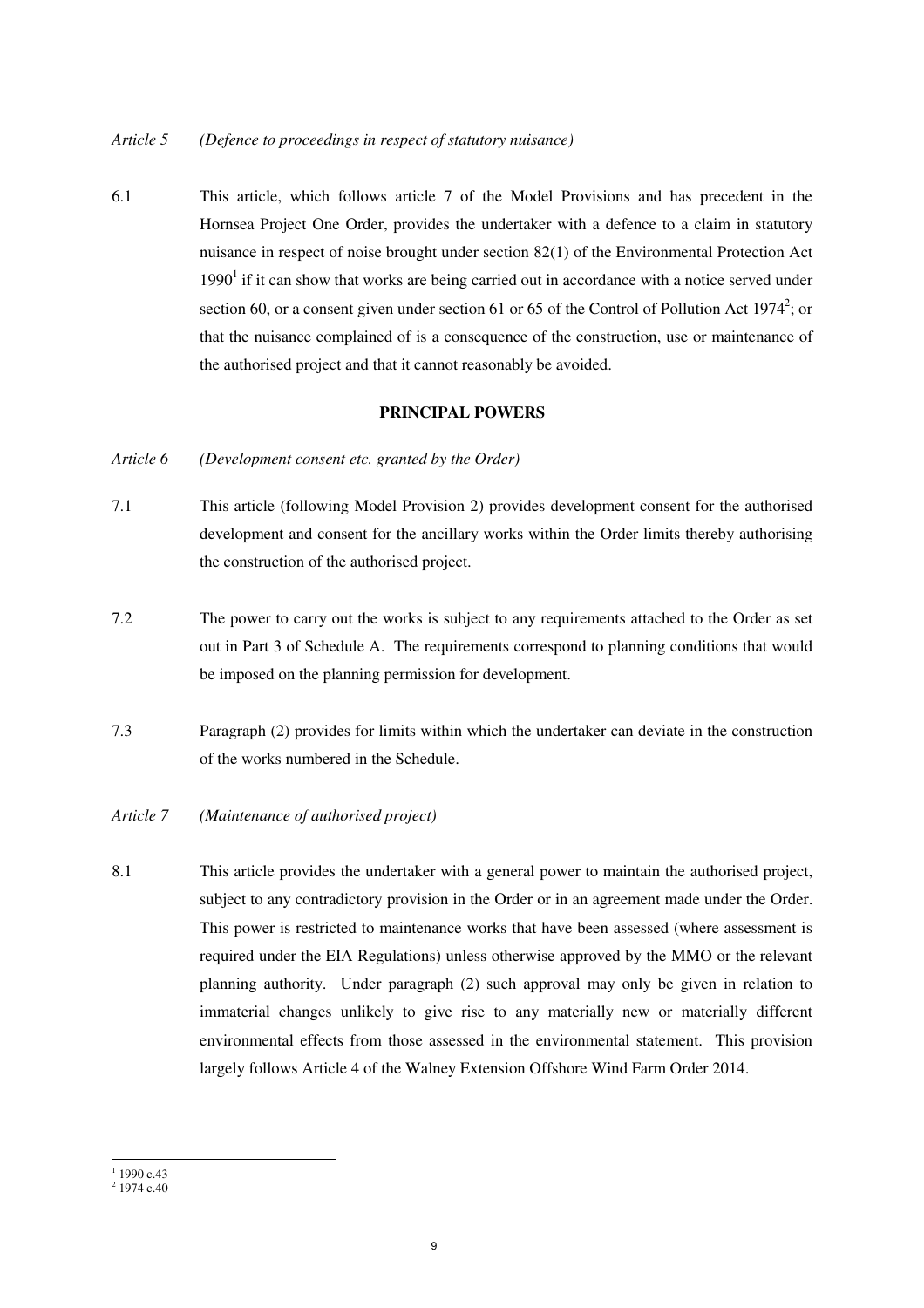*Article 5 (Defence to proceedings in respect of statutory nuisance)*

6.1 This article, which follows article 7 of the Model Provisions and has precedent in the Hornsea Project One Order, provides the undertaker with a defence to a claim in statutory nuisance in respect of noise brought under section 82(1) of the Environmental Protection Act 1990[1] if it can show that works are being carried out in accordance with a notice served under section 60, or a consent given under section 61 or 65 of the Control of Pollution Act 1974[2]; or that the nuisance complained of is a consequence of the construction, use or maintenance of the authorised project and that it cannot reasonably be avoided.

## PRINCIPAL POWERS

*Article 6 (Development consent etc. granted by the Order)*

7.1 This article (following Model Provision 2) provides development consent for the authorised development and consent for the ancillary works within the Order limits thereby authorising the construction of the authorised project.

7.2 The power to carry out the works is subject to any requirements attached to the Order as set out in Part 3 of Schedule A. The requirements correspond to planning conditions that would be imposed on the planning permission for development.

7.3 Paragraph (2) provides for limits within which the undertaker can deviate in the construction of the works numbered in the Schedule.

*Article 7 (Maintenance of authorised project)*

8.1 This article provides the undertaker with a general power to maintain the authorised project, subject to any contradictory provision in the Order or in an agreement made under the Order. This power is restricted to maintenance works that have been assessed (where assessment is required under the EIA Regulations) unless otherwise approved by the MMO or the relevant planning authority. Under paragraph (2) such approval may only be given in relation to immaterial changes unlikely to give rise to any materially new or materially different environmental effects from those assessed in the environmental statement. This provision largely follows Article 4 of the Walney Extension Offshore Wind Farm Order 2014.

---

[1] 1990 c.43

[2] 1974 c.40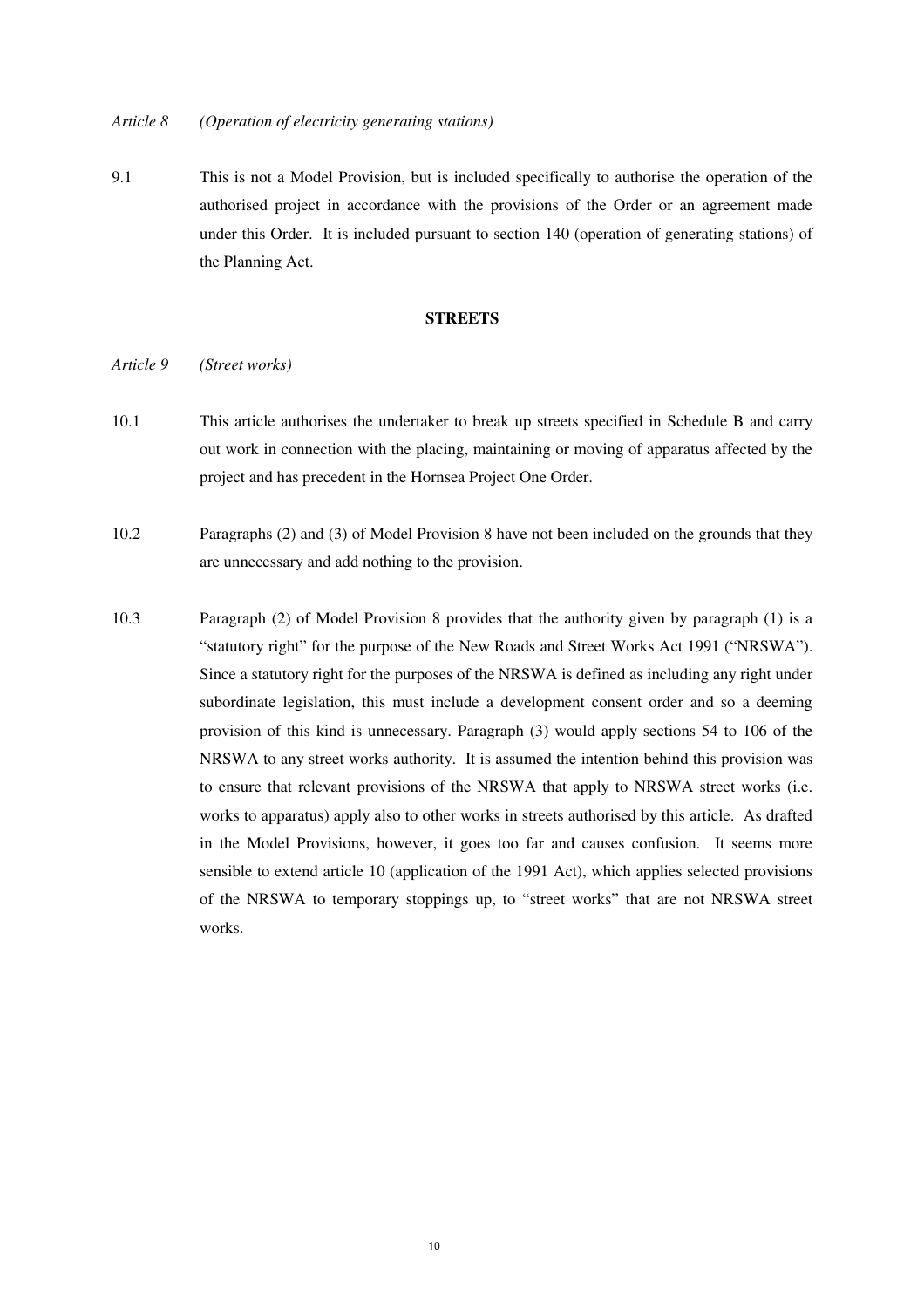*Article 8 (Operation of electricity generating stations)*

9.1 This is not a Model Provision, but is included specifically to authorise the operation of the authorised project in accordance with the provisions of the Order or an agreement made under this Order. It is included pursuant to section 140 (operation of generating stations) of the Planning Act.

**STREETS**

*Article 9 (Street works)*

10.1 This article authorises the undertaker to break up streets specified in Schedule B and carry out work in connection with the placing, maintaining or moving of apparatus affected by the project and has precedent in the Hornsea Project One Order.

10.2 Paragraphs (2) and (3) of Model Provision 8 have not been included on the grounds that they are unnecessary and add nothing to the provision.

10.3 Paragraph (2) of Model Provision 8 provides that the authority given by paragraph (1) is a "statutory right" for the purpose of the New Roads and Street Works Act 1991 ("NRSWA"). Since a statutory right for the purposes of the NRSWA is defined as including any right under subordinate legislation, this must include a development consent order and so a deeming provision of this kind is unnecessary. Paragraph (3) would apply sections 54 to 106 of the NRSWA to any street works authority. It is assumed the intention behind this provision was to ensure that relevant provisions of the NRSWA that apply to NRSWA street works (i.e. works to apparatus) apply also to other works in streets authorised by this article. As drafted in the Model Provisions, however, it goes too far and causes confusion. It seems more sensible to extend article 10 (application of the 1991 Act), which applies selected provisions of the NRSWA to temporary stoppings up, to "street works" that are not NRSWA street works.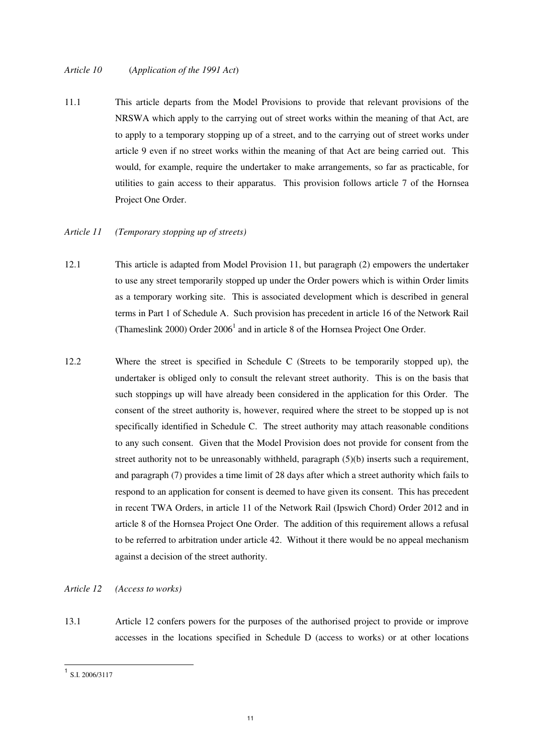*Article 10 (Application of the 1991 Act)*

11.1 This article departs from the Model Provisions to provide that relevant provisions of the NRSWA which apply to the carrying out of street works within the meaning of that Act, are to apply to a temporary stopping up of a street, and to the carrying out of street works under article 9 even if no street works within the meaning of that Act are being carried out. This would, for example, require the undertaker to make arrangements, so far as practicable, for utilities to gain access to their apparatus. This provision follows article 7 of the Hornsea Project One Order.

*Article 11 (Temporary stopping up of streets)*

12.1 This article is adapted from Model Provision 11, but paragraph (2) empowers the undertaker to use any street temporarily stopped up under the Order powers which is within Order limits as a temporary working site. This is associated development which is described in general terms in Part 1 of Schedule A. Such provision has precedent in article 16 of the Network Rail (Thameslink 2000) Order 2006[1] and in article 8 of the Hornsea Project One Order.

12.2 Where the street is specified in Schedule C (Streets to be temporarily stopped up), the undertaker is obliged only to consult the relevant street authority. This is on the basis that such stoppings up will have already been considered in the application for this Order. The consent of the street authority is, however, required where the street to be stopped up is not specifically identified in Schedule C. The street authority may attach reasonable conditions to any such consent. Given that the Model Provision does not provide for consent from the street authority not to be unreasonably withheld, paragraph (5)(b) inserts such a requirement, and paragraph (7) provides a time limit of 28 days after which a street authority which fails to respond to an application for consent is deemed to have given its consent. This has precedent in recent TWA Orders, in article 11 of the Network Rail (Ipswich Chord) Order 2012 and in article 8 of the Hornsea Project One Order. The addition of this requirement allows a refusal to be referred to arbitration under article 42. Without it there would be no appeal mechanism against a decision of the street authority.

*Article 12 (Access to works)*

13.1 Article 12 confers powers for the purposes of the authorised project to provide or improve accesses in the locations specified in Schedule D (access to works) or at other locations

[1] S.I. 2006/3117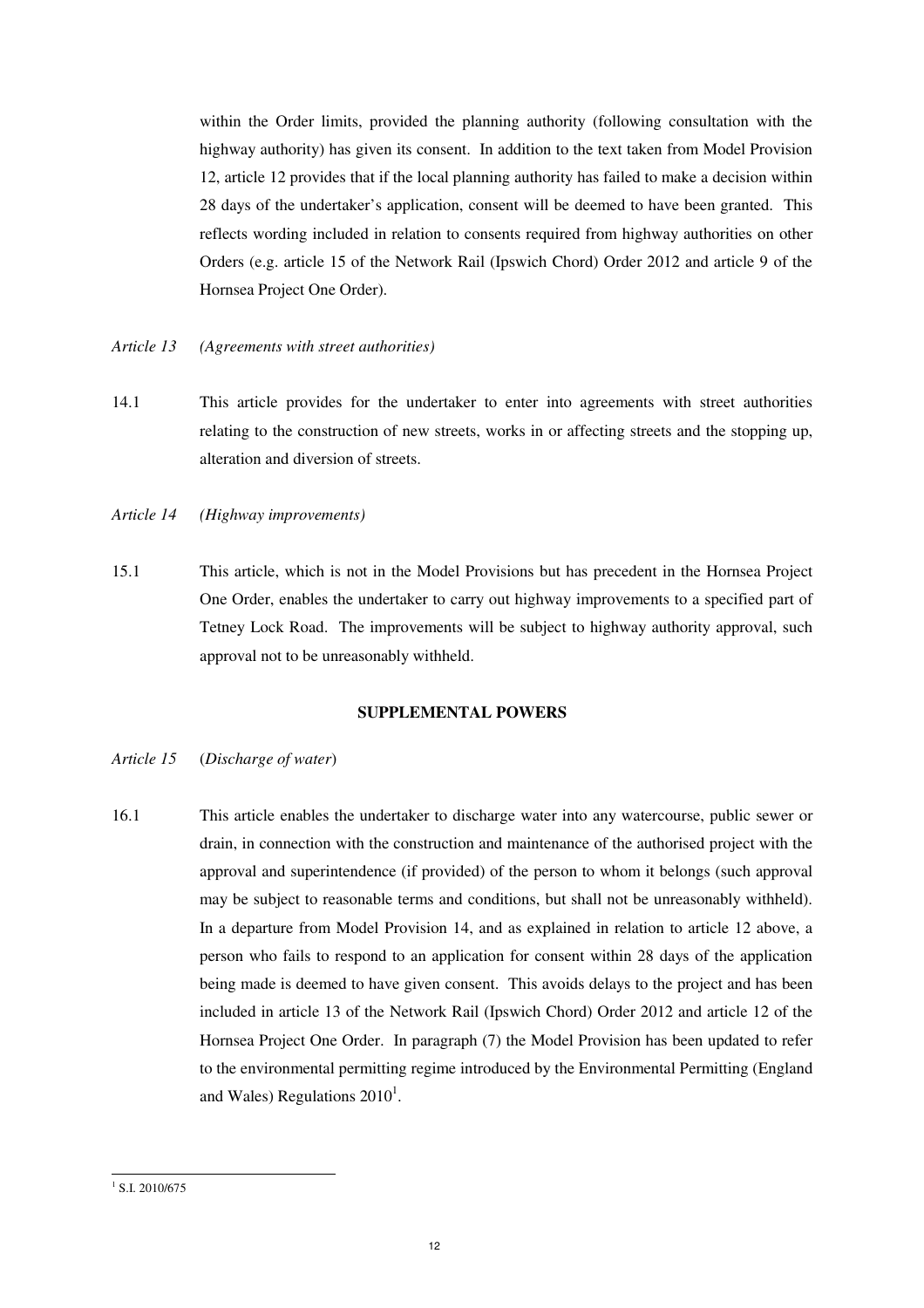within the Order limits, provided the planning authority (following consultation with the highway authority) has given its consent. In addition to the text taken from Model Provision 12, article 12 provides that if the local planning authority has failed to make a decision within 28 days of the undertaker's application, consent will be deemed to have been granted. This reflects wording included in relation to consents required from highway authorities on other Orders (e.g. article 15 of the Network Rail (Ipswich Chord) Order 2012 and article 9 of the Hornsea Project One Order).

*Article 13 (Agreements with street authorities)*

14.1 This article provides for the undertaker to enter into agreements with street authorities relating to the construction of new streets, works in or affecting streets and the stopping up, alteration and diversion of streets.

*Article 14 (Highway improvements)*

15.1 This article, which is not in the Model Provisions but has precedent in the Hornsea Project One Order, enables the undertaker to carry out highway improvements to a specified part of Tetney Lock Road. The improvements will be subject to highway authority approval, such approval not to be unreasonably withheld.

**SUPPLEMENTAL POWERS**

*Article 15* (*Discharge of water*)

16.1 This article enables the undertaker to discharge water into any watercourse, public sewer or drain, in connection with the construction and maintenance of the authorised project with the approval and superintendence (if provided) of the person to whom it belongs (such approval may be subject to reasonable terms and conditions, but shall not be unreasonably withheld). In a departure from Model Provision 14, and as explained in relation to article 12 above, a person who fails to respond to an application for consent within 28 days of the application being made is deemed to have given consent. This avoids delays to the project and has been included in article 13 of the Network Rail (Ipswich Chord) Order 2012 and article 12 of the Hornsea Project One Order. In paragraph (7) the Model Provision has been updated to refer to the environmental permitting regime introduced by the Environmental Permitting (England and Wales) Regulations 2010[1].

[1] S.I. 2010/675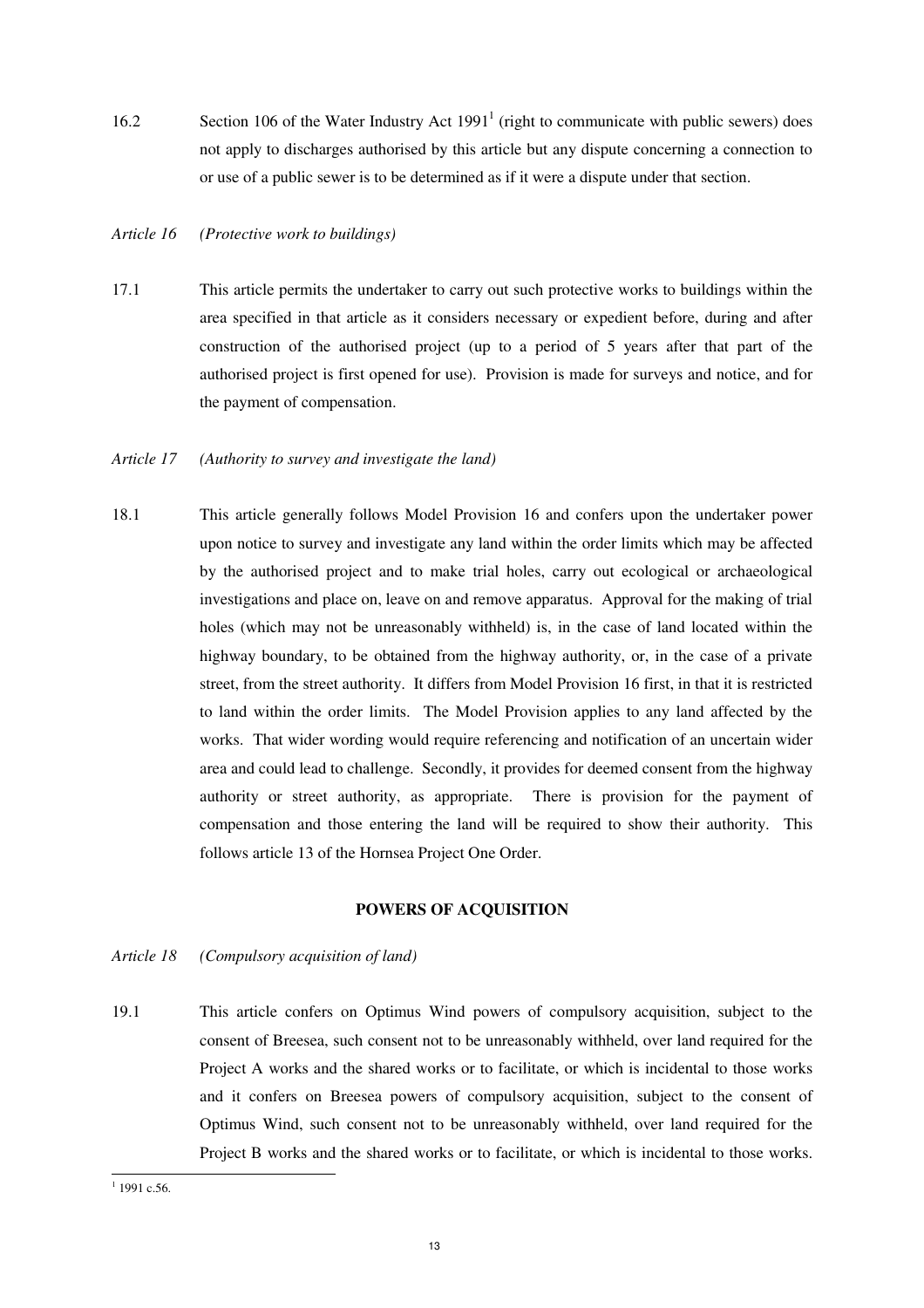16.2 Section 106 of the Water Industry Act 1991[1] (right to communicate with public sewers) does not apply to discharges authorised by this article but any dispute concerning a connection to or use of a public sewer is to be determined as if it were a dispute under that section.

*Article 16 (Protective work to buildings)*

17.1 This article permits the undertaker to carry out such protective works to buildings within the area specified in that article as it considers necessary or expedient before, during and after construction of the authorised project (up to a period of 5 years after that part of the authorised project is first opened for use). Provision is made for surveys and notice, and for the payment of compensation.

*Article 17 (Authority to survey and investigate the land)*

18.1 This article generally follows Model Provision 16 and confers upon the undertaker power upon notice to survey and investigate any land within the order limits which may be affected by the authorised project and to make trial holes, carry out ecological or archaeological investigations and place on, leave on and remove apparatus. Approval for the making of trial holes (which may not be unreasonably withheld) is, in the case of land located within the highway boundary, to be obtained from the highway authority, or, in the case of a private street, from the street authority. It differs from Model Provision 16 first, in that it is restricted to land within the order limits. The Model Provision applies to any land affected by the works. That wider wording would require referencing and notification of an uncertain wider area and could lead to challenge. Secondly, it provides for deemed consent from the highway authority or street authority, as appropriate. There is provision for the payment of compensation and those entering the land will be required to show their authority. This follows article 13 of the Hornsea Project One Order.

**POWERS OF ACQUISITION**

*Article 18 (Compulsory acquisition of land)*

19.1 This article confers on Optimus Wind powers of compulsory acquisition, subject to the consent of Breesea, such consent not to be unreasonably withheld, over land required for the Project A works and the shared works or to facilitate, or which is incidental to those works and it confers on Breesea powers of compulsory acquisition, subject to the consent of Optimus Wind, such consent not to be unreasonably withheld, over land required for the Project B works and the shared works or to facilitate, or which is incidental to those works.

[1] 1991 c.56.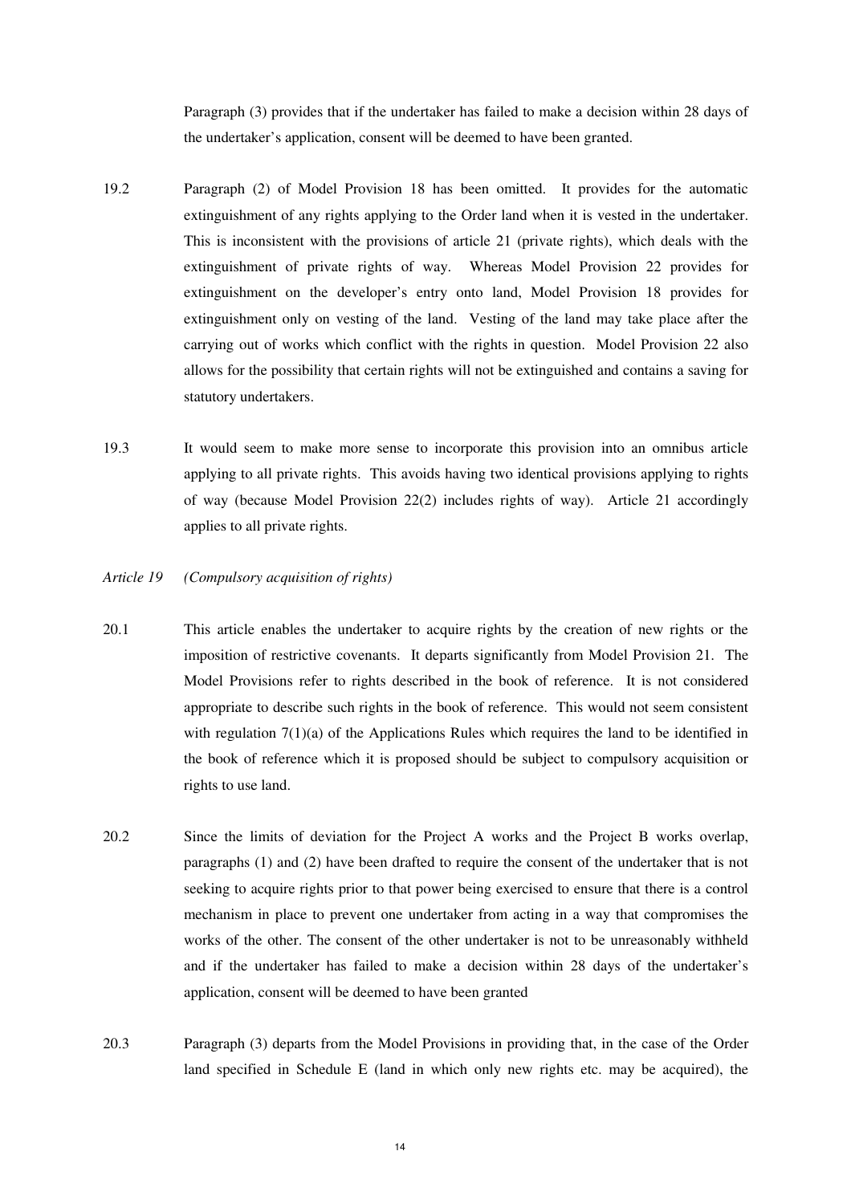Paragraph (3) provides that if the undertaker has failed to make a decision within 28 days of the undertaker's application, consent will be deemed to have been granted.

19.2 Paragraph (2) of Model Provision 18 has been omitted. It provides for the automatic extinguishment of any rights applying to the Order land when it is vested in the undertaker. This is inconsistent with the provisions of article 21 (private rights), which deals with the extinguishment of private rights of way. Whereas Model Provision 22 provides for extinguishment on the developer's entry onto land, Model Provision 18 provides for extinguishment only on vesting of the land. Vesting of the land may take place after the carrying out of works which conflict with the rights in question. Model Provision 22 also allows for the possibility that certain rights will not be extinguished and contains a saving for statutory undertakers.

19.3 It would seem to make more sense to incorporate this provision into an omnibus article applying to all private rights. This avoids having two identical provisions applying to rights of way (because Model Provision 22(2) includes rights of way). Article 21 accordingly applies to all private rights.

*Article 19 (Compulsory acquisition of rights)*

20.1 This article enables the undertaker to acquire rights by the creation of new rights or the imposition of restrictive covenants. It departs significantly from Model Provision 21. The Model Provisions refer to rights described in the book of reference. It is not considered appropriate to describe such rights in the book of reference. This would not seem consistent with regulation 7(1)(a) of the Applications Rules which requires the land to be identified in the book of reference which it is proposed should be subject to compulsory acquisition or rights to use land.

20.2 Since the limits of deviation for the Project A works and the Project B works overlap, paragraphs (1) and (2) have been drafted to require the consent of the undertaker that is not seeking to acquire rights prior to that power being exercised to ensure that there is a control mechanism in place to prevent one undertaker from acting in a way that compromises the works of the other. The consent of the other undertaker is not to be unreasonably withheld and if the undertaker has failed to make a decision within 28 days of the undertaker's application, consent will be deemed to have been granted

20.3 Paragraph (3) departs from the Model Provisions in providing that, in the case of the Order land specified in Schedule E (land in which only new rights etc. may be acquired), the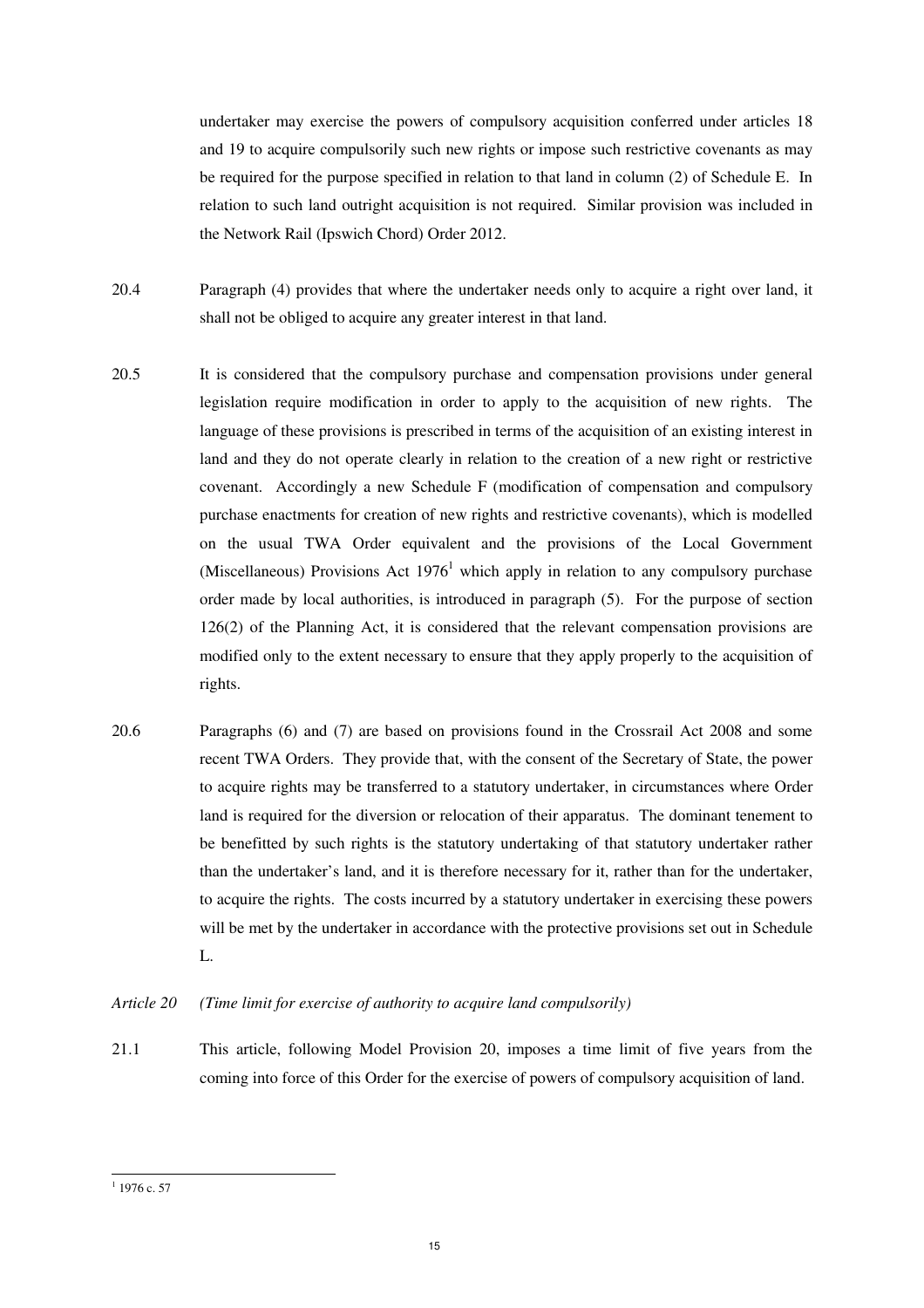undertaker may exercise the powers of compulsory acquisition conferred under articles 18 and 19 to acquire compulsorily such new rights or impose such restrictive covenants as may be required for the purpose specified in relation to that land in column (2) of Schedule E. In relation to such land outright acquisition is not required. Similar provision was included in the Network Rail (Ipswich Chord) Order 2012.

20.4 Paragraph (4) provides that where the undertaker needs only to acquire a right over land, it shall not be obliged to acquire any greater interest in that land.

20.5 It is considered that the compulsory purchase and compensation provisions under general legislation require modification in order to apply to the acquisition of new rights. The language of these provisions is prescribed in terms of the acquisition of an existing interest in land and they do not operate clearly in relation to the creation of a new right or restrictive covenant. Accordingly a new Schedule F (modification of compensation and compulsory purchase enactments for creation of new rights and restrictive covenants), which is modelled on the usual TWA Order equivalent and the provisions of the Local Government (Miscellaneous) Provisions Act 1976[1] which apply in relation to any compulsory purchase order made by local authorities, is introduced in paragraph (5). For the purpose of section 126(2) of the Planning Act, it is considered that the relevant compensation provisions are modified only to the extent necessary to ensure that they apply properly to the acquisition of rights.

20.6 Paragraphs (6) and (7) are based on provisions found in the Crossrail Act 2008 and some recent TWA Orders. They provide that, with the consent of the Secretary of State, the power to acquire rights may be transferred to a statutory undertaker, in circumstances where Order land is required for the diversion or relocation of their apparatus. The dominant tenement to be benefitted by such rights is the statutory undertaking of that statutory undertaker rather than the undertaker's land, and it is therefore necessary for it, rather than for the undertaker, to acquire the rights. The costs incurred by a statutory undertaker in exercising these powers will be met by the undertaker in accordance with the protective provisions set out in Schedule L.

*Article 20 (Time limit for exercise of authority to acquire land compulsorily)*

21.1 This article, following Model Provision 20, imposes a time limit of five years from the coming into force of this Order for the exercise of powers of compulsory acquisition of land.

[1] 1976 c. 57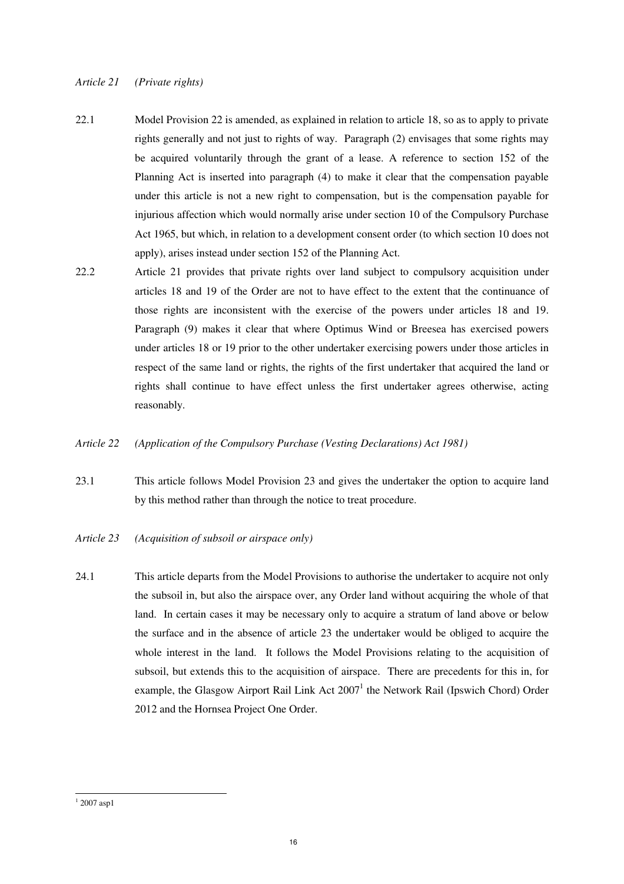*Article 21 (Private rights)*

22.1 Model Provision 22 is amended, as explained in relation to article 18, so as to apply to private rights generally and not just to rights of way. Paragraph (2) envisages that some rights may be acquired voluntarily through the grant of a lease. A reference to section 152 of the Planning Act is inserted into paragraph (4) to make it clear that the compensation payable under this article is not a new right to compensation, but is the compensation payable for injurious affection which would normally arise under section 10 of the Compulsory Purchase Act 1965, but which, in relation to a development consent order (to which section 10 does not apply), arises instead under section 152 of the Planning Act.

22.2 Article 21 provides that private rights over land subject to compulsory acquisition under articles 18 and 19 of the Order are not to have effect to the extent that the continuance of those rights are inconsistent with the exercise of the powers under articles 18 and 19. Paragraph (9) makes it clear that where Optimus Wind or Breesea has exercised powers under articles 18 or 19 prior to the other undertaker exercising powers under those articles in respect of the same land or rights, the rights of the first undertaker that acquired the land or rights shall continue to have effect unless the first undertaker agrees otherwise, acting reasonably.

*Article 22 (Application of the Compulsory Purchase (Vesting Declarations) Act 1981)*

23.1 This article follows Model Provision 23 and gives the undertaker the option to acquire land by this method rather than through the notice to treat procedure.

*Article 23 (Acquisition of subsoil or airspace only)*

24.1 This article departs from the Model Provisions to authorise the undertaker to acquire not only the subsoil in, but also the airspace over, any Order land without acquiring the whole of that land. In certain cases it may be necessary only to acquire a stratum of land above or below the surface and in the absence of article 23 the undertaker would be obliged to acquire the whole interest in the land. It follows the Model Provisions relating to the acquisition of subsoil, but extends this to the acquisition of airspace. There are precedents for this in, for example, the Glasgow Airport Rail Link Act 2007[1] the Network Rail (Ipswich Chord) Order 2012 and the Hornsea Project One Order.

[1] 2007 asp1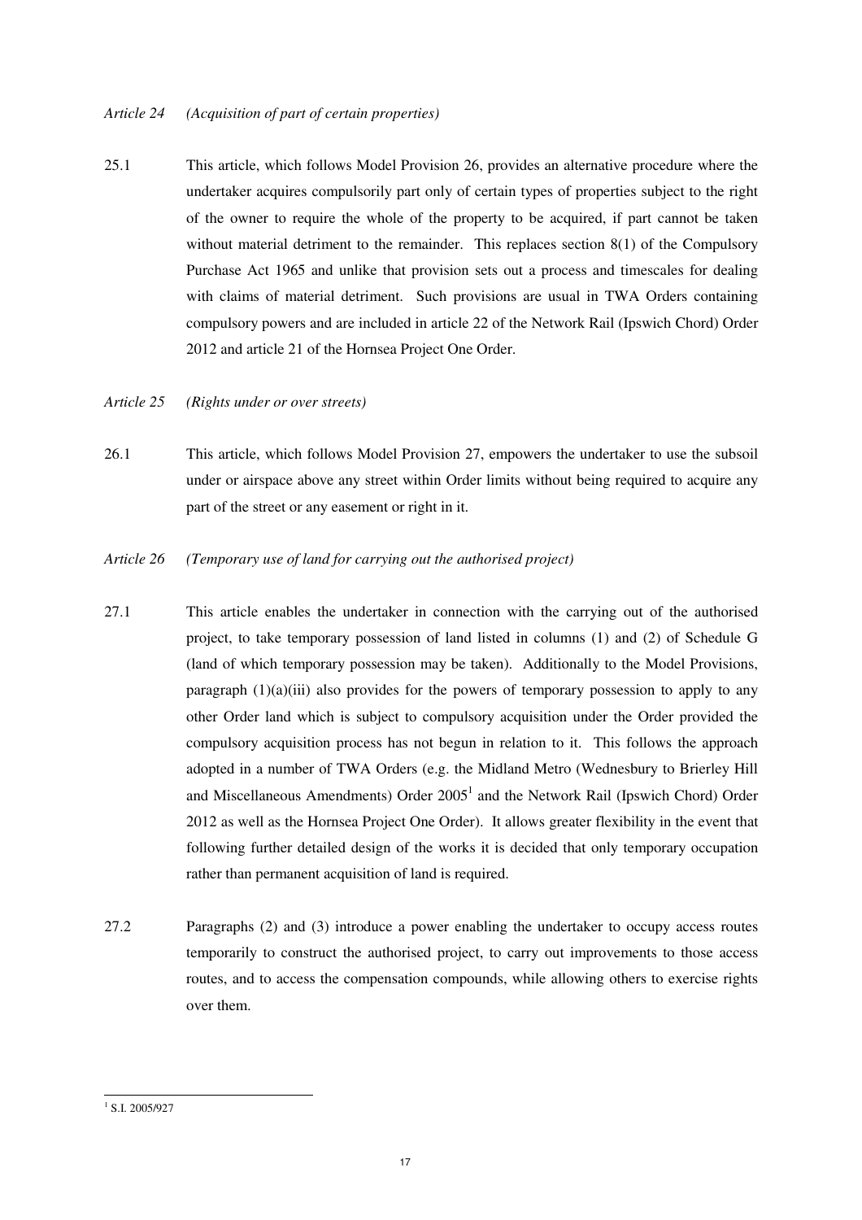*Article 24 (Acquisition of part of certain properties)*

25.1 This article, which follows Model Provision 26, provides an alternative procedure where the undertaker acquires compulsorily part only of certain types of properties subject to the right of the owner to require the whole of the property to be acquired, if part cannot be taken without material detriment to the remainder. This replaces section 8(1) of the Compulsory Purchase Act 1965 and unlike that provision sets out a process and timescales for dealing with claims of material detriment. Such provisions are usual in TWA Orders containing compulsory powers and are included in article 22 of the Network Rail (Ipswich Chord) Order 2012 and article 21 of the Hornsea Project One Order.

*Article 25 (Rights under or over streets)*

26.1 This article, which follows Model Provision 27, empowers the undertaker to use the subsoil under or airspace above any street within Order limits without being required to acquire any part of the street or any easement or right in it.

*Article 26 (Temporary use of land for carrying out the authorised project)*

27.1 This article enables the undertaker in connection with the carrying out of the authorised project, to take temporary possession of land listed in columns (1) and (2) of Schedule G (land of which temporary possession may be taken). Additionally to the Model Provisions, paragraph (1)(a)(iii) also provides for the powers of temporary possession to apply to any other Order land which is subject to compulsory acquisition under the Order provided the compulsory acquisition process has not begun in relation to it. This follows the approach adopted in a number of TWA Orders (e.g. the Midland Metro (Wednesbury to Brierley Hill and Miscellaneous Amendments) Order 2005[1] and the Network Rail (Ipswich Chord) Order 2012 as well as the Hornsea Project One Order). It allows greater flexibility in the event that following further detailed design of the works it is decided that only temporary occupation rather than permanent acquisition of land is required.

27.2 Paragraphs (2) and (3) introduce a power enabling the undertaker to occupy access routes temporarily to construct the authorised project, to carry out improvements to those access routes, and to access the compensation compounds, while allowing others to exercise rights over them.

[1] S.I. 2005/927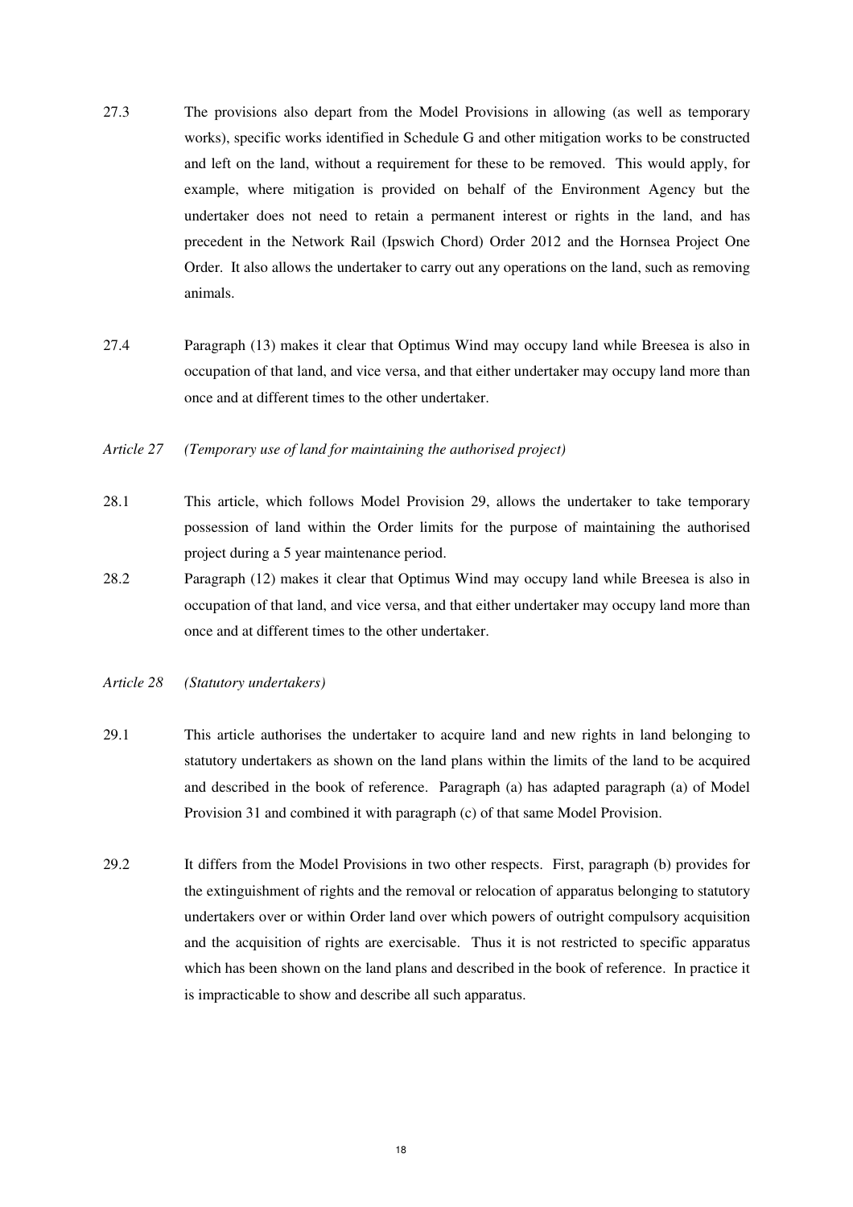27.3 The provisions also depart from the Model Provisions in allowing (as well as temporary works), specific works identified in Schedule G and other mitigation works to be constructed and left on the land, without a requirement for these to be removed. This would apply, for example, where mitigation is provided on behalf of the Environment Agency but the undertaker does not need to retain a permanent interest or rights in the land, and has precedent in the Network Rail (Ipswich Chord) Order 2012 and the Hornsea Project One Order. It also allows the undertaker to carry out any operations on the land, such as removing animals.

27.4 Paragraph (13) makes it clear that Optimus Wind may occupy land while Breesea is also in occupation of that land, and vice versa, and that either undertaker may occupy land more than once and at different times to the other undertaker.

*Article 27 (Temporary use of land for maintaining the authorised project)*

28.1 This article, which follows Model Provision 29, allows the undertaker to take temporary possession of land within the Order limits for the purpose of maintaining the authorised project during a 5 year maintenance period.

28.2 Paragraph (12) makes it clear that Optimus Wind may occupy land while Breesea is also in occupation of that land, and vice versa, and that either undertaker may occupy land more than once and at different times to the other undertaker.

*Article 28 (Statutory undertakers)*

29.1 This article authorises the undertaker to acquire land and new rights in land belonging to statutory undertakers as shown on the land plans within the limits of the land to be acquired and described in the book of reference. Paragraph (a) has adapted paragraph (a) of Model Provision 31 and combined it with paragraph (c) of that same Model Provision.

29.2 It differs from the Model Provisions in two other respects. First, paragraph (b) provides for the extinguishment of rights and the removal or relocation of apparatus belonging to statutory undertakers over or within Order land over which powers of outright compulsory acquisition and the acquisition of rights are exercisable. Thus it is not restricted to specific apparatus which has been shown on the land plans and described in the book of reference. In practice it is impracticable to show and describe all such apparatus.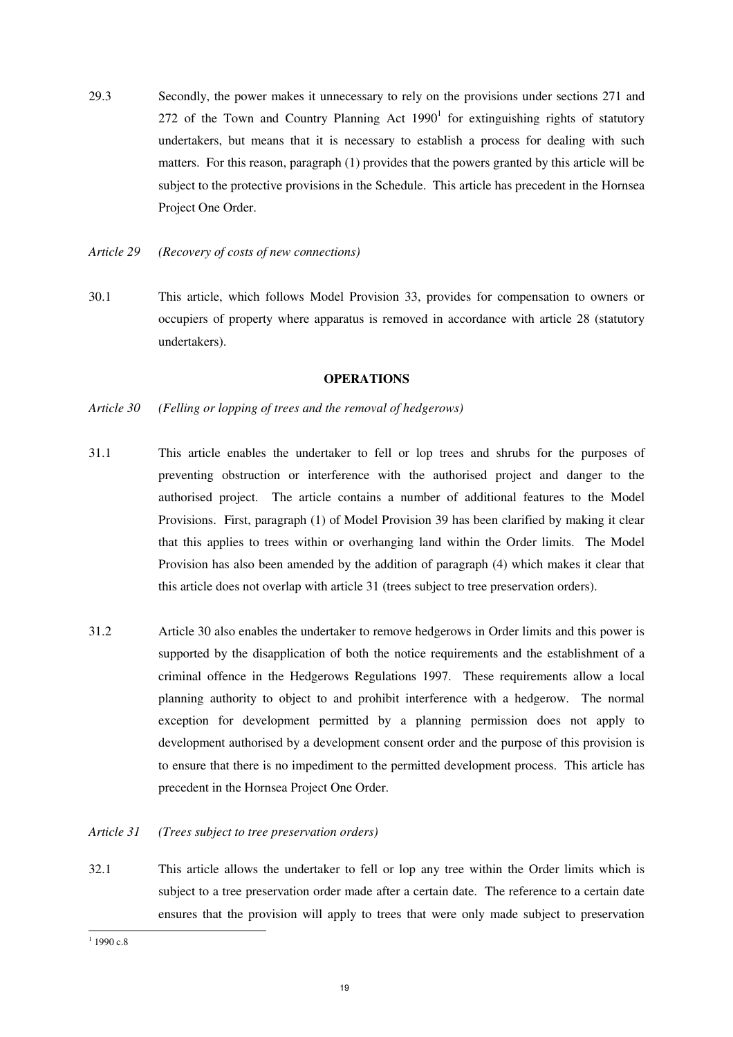29.3 Secondly, the power makes it unnecessary to rely on the provisions under sections 271 and 272 of the Town and Country Planning Act 1990[1] for extinguishing rights of statutory undertakers, but means that it is necessary to establish a process for dealing with such matters. For this reason, paragraph (1) provides that the powers granted by this article will be subject to the protective provisions in the Schedule. This article has precedent in the Hornsea Project One Order.

*Article 29 (Recovery of costs of new connections)*

30.1 This article, which follows Model Provision 33, provides for compensation to owners or occupiers of property where apparatus is removed in accordance with article 28 (statutory undertakers).

**OPERATIONS**

*Article 30 (Felling or lopping of trees and the removal of hedgerows)*

31.1 This article enables the undertaker to fell or lop trees and shrubs for the purposes of preventing obstruction or interference with the authorised project and danger to the authorised project. The article contains a number of additional features to the Model Provisions. First, paragraph (1) of Model Provision 39 has been clarified by making it clear that this applies to trees within or overhanging land within the Order limits. The Model Provision has also been amended by the addition of paragraph (4) which makes it clear that this article does not overlap with article 31 (trees subject to tree preservation orders).

31.2 Article 30 also enables the undertaker to remove hedgerows in Order limits and this power is supported by the disapplication of both the notice requirements and the establishment of a criminal offence in the Hedgerows Regulations 1997. These requirements allow a local planning authority to object to and prohibit interference with a hedgerow. The normal exception for development permitted by a planning permission does not apply to development authorised by a development consent order and the purpose of this provision is to ensure that there is no impediment to the permitted development process. This article has precedent in the Hornsea Project One Order.

*Article 31 (Trees subject to tree preservation orders)*

32.1 This article allows the undertaker to fell or lop any tree within the Order limits which is subject to a tree preservation order made after a certain date. The reference to a certain date ensures that the provision will apply to trees that were only made subject to preservation

[1] 1990 c.8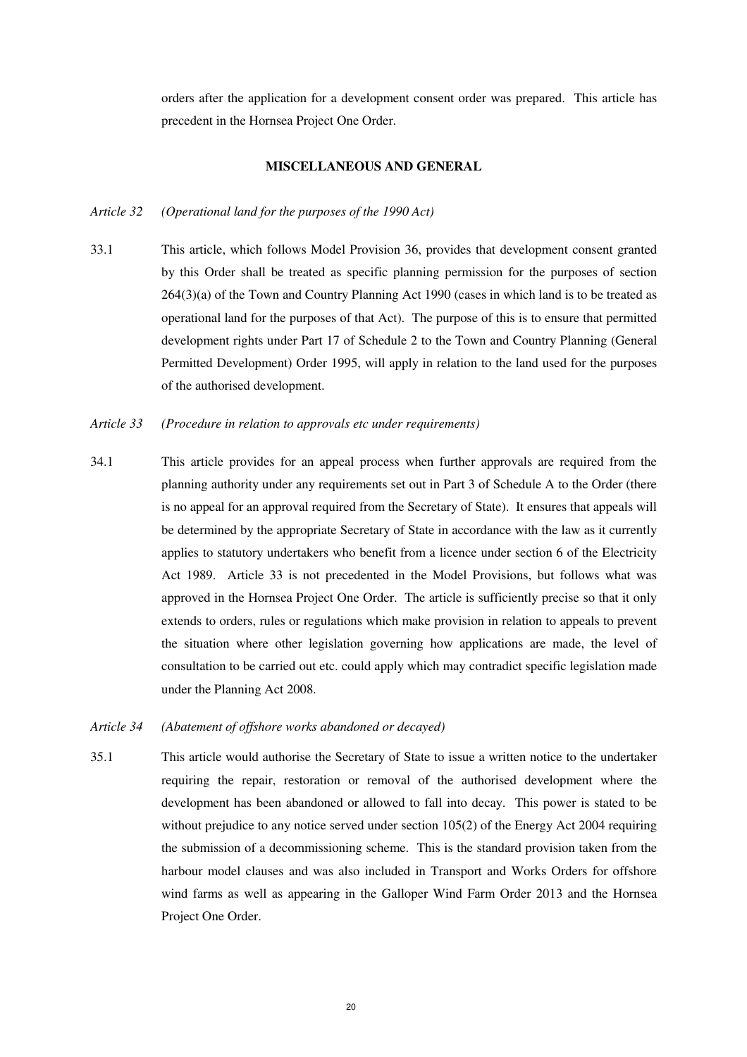orders after the application for a development consent order was prepared. This article has precedent in the Hornsea Project One Order.

## MISCELLANEOUS AND GENERAL

*Article 32 (Operational land for the purposes of the 1990 Act)*

33.1 This article, which follows Model Provision 36, provides that development consent granted by this Order shall be treated as specific planning permission for the purposes of section 264(3)(a) of the Town and Country Planning Act 1990 (cases in which land is to be treated as operational land for the purposes of that Act). The purpose of this is to ensure that permitted development rights under Part 17 of Schedule 2 to the Town and Country Planning (General Permitted Development) Order 1995, will apply in relation to the land used for the purposes of the authorised development.

*Article 33 (Procedure in relation to approvals etc under requirements)*

34.1 This article provides for an appeal process when further approvals are required from the planning authority under any requirements set out in Part 3 of Schedule A to the Order (there is no appeal for an approval required from the Secretary of State). It ensures that appeals will be determined by the appropriate Secretary of State in accordance with the law as it currently applies to statutory undertakers who benefit from a licence under section 6 of the Electricity Act 1989. Article 33 is not precedented in the Model Provisions, but follows what was approved in the Hornsea Project One Order. The article is sufficiently precise so that it only extends to orders, rules or regulations which make provision in relation to appeals to prevent the situation where other legislation governing how applications are made, the level of consultation to be carried out etc. could apply which may contradict specific legislation made under the Planning Act 2008.

*Article 34 (Abatement of offshore works abandoned or decayed)*

35.1 This article would authorise the Secretary of State to issue a written notice to the undertaker requiring the repair, restoration or removal of the authorised development where the development has been abandoned or allowed to fall into decay. This power is stated to be without prejudice to any notice served under section 105(2) of the Energy Act 2004 requiring the submission of a decommissioning scheme. This is the standard provision taken from the harbour model clauses and was also included in Transport and Works Orders for offshore wind farms as well as appearing in the Galloper Wind Farm Order 2013 and the Hornsea Project One Order.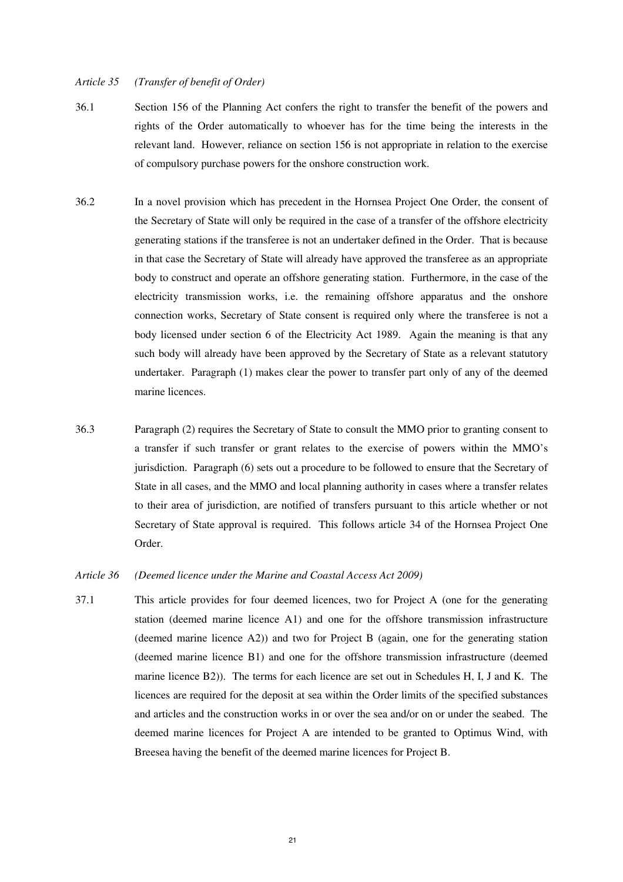*Article 35 (Transfer of benefit of Order)*

36.1 Section 156 of the Planning Act confers the right to transfer the benefit of the powers and rights of the Order automatically to whoever has for the time being the interests in the relevant land. However, reliance on section 156 is not appropriate in relation to the exercise of compulsory purchase powers for the onshore construction work.

36.2 In a novel provision which has precedent in the Hornsea Project One Order, the consent of the Secretary of State will only be required in the case of a transfer of the offshore electricity generating stations if the transferee is not an undertaker defined in the Order. That is because in that case the Secretary of State will already have approved the transferee as an appropriate body to construct and operate an offshore generating station. Furthermore, in the case of the electricity transmission works, i.e. the remaining offshore apparatus and the onshore connection works, Secretary of State consent is required only where the transferee is not a body licensed under section 6 of the Electricity Act 1989. Again the meaning is that any such body will already have been approved by the Secretary of State as a relevant statutory undertaker. Paragraph (1) makes clear the power to transfer part only of any of the deemed marine licences.

36.3 Paragraph (2) requires the Secretary of State to consult the MMO prior to granting consent to a transfer if such transfer or grant relates to the exercise of powers within the MMO's jurisdiction. Paragraph (6) sets out a procedure to be followed to ensure that the Secretary of State in all cases, and the MMO and local planning authority in cases where a transfer relates to their area of jurisdiction, are notified of transfers pursuant to this article whether or not Secretary of State approval is required. This follows article 34 of the Hornsea Project One Order.

*Article 36 (Deemed licence under the Marine and Coastal Access Act 2009)*

37.1 This article provides for four deemed licences, two for Project A (one for the generating station (deemed marine licence A1) and one for the offshore transmission infrastructure (deemed marine licence A2)) and two for Project B (again, one for the generating station (deemed marine licence B1) and one for the offshore transmission infrastructure (deemed marine licence B2)). The terms for each licence are set out in Schedules H, I, J and K. The licences are required for the deposit at sea within the Order limits of the specified substances and articles and the construction works in or over the sea and/or on or under the seabed. The deemed marine licences for Project A are intended to be granted to Optimus Wind, with Breesea having the benefit of the deemed marine licences for Project B.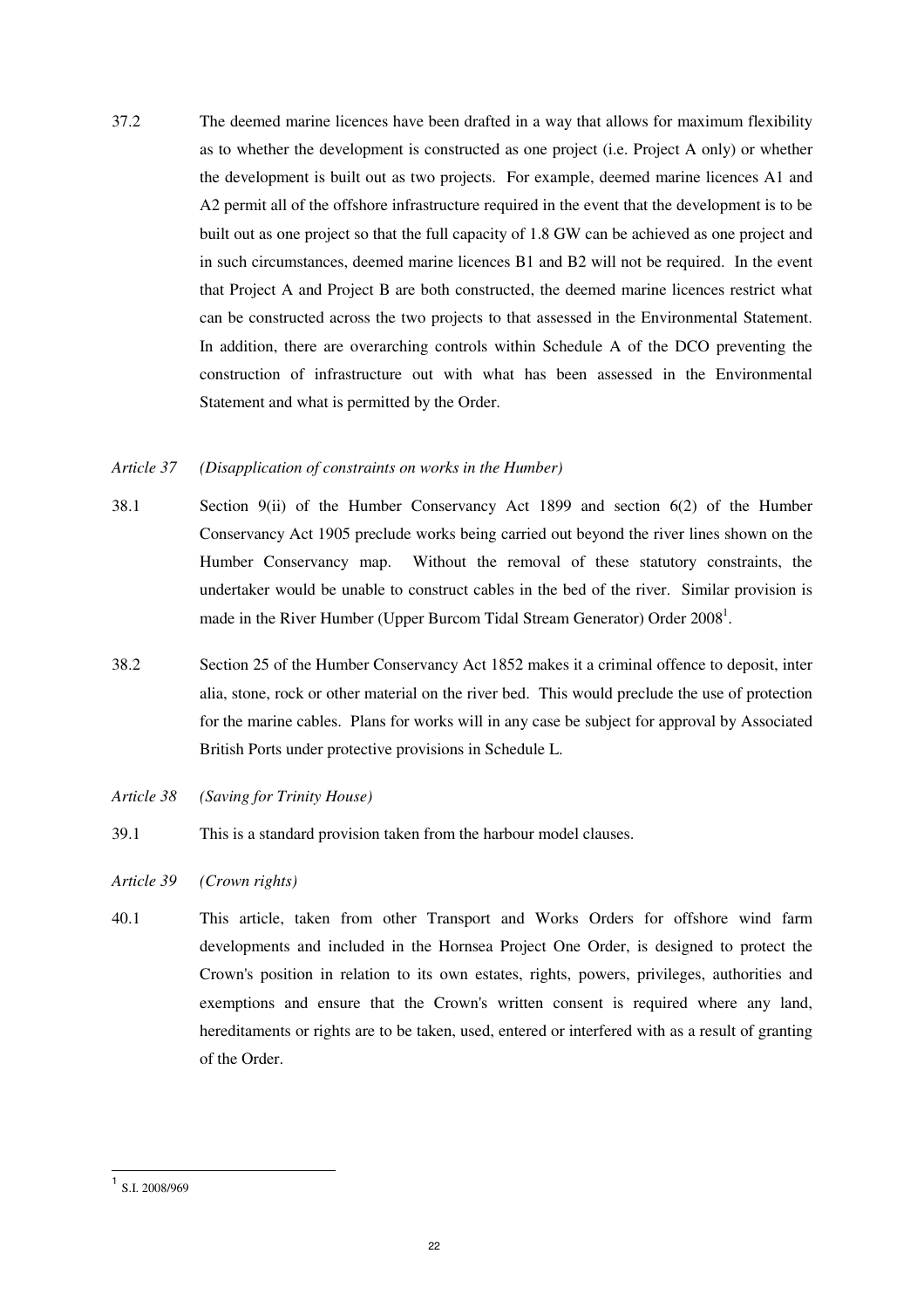37.2 The deemed marine licences have been drafted in a way that allows for maximum flexibility as to whether the development is constructed as one project (i.e. Project A only) or whether the development is built out as two projects. For example, deemed marine licences A1 and A2 permit all of the offshore infrastructure required in the event that the development is to be built out as one project so that the full capacity of 1.8 GW can be achieved as one project and in such circumstances, deemed marine licences B1 and B2 will not be required. In the event that Project A and Project B are both constructed, the deemed marine licences restrict what can be constructed across the two projects to that assessed in the Environmental Statement. In addition, there are overarching controls within Schedule A of the DCO preventing the construction of infrastructure out with what has been assessed in the Environmental Statement and what is permitted by the Order.

*Article 37 (Disapplication of constraints on works in the Humber)*

38.1 Section 9(ii) of the Humber Conservancy Act 1899 and section 6(2) of the Humber Conservancy Act 1905 preclude works being carried out beyond the river lines shown on the Humber Conservancy map. Without the removal of these statutory constraints, the undertaker would be unable to construct cables in the bed of the river. Similar provision is made in the River Humber (Upper Burcom Tidal Stream Generator) Order 2008[1].

38.2 Section 25 of the Humber Conservancy Act 1852 makes it a criminal offence to deposit, inter alia, stone, rock or other material on the river bed. This would preclude the use of protection for the marine cables. Plans for works will in any case be subject for approval by Associated British Ports under protective provisions in Schedule L.

*Article 38 (Saving for Trinity House)*

39.1 This is a standard provision taken from the harbour model clauses.

*Article 39 (Crown rights)*

40.1 This article, taken from other Transport and Works Orders for offshore wind farm developments and included in the Hornsea Project One Order, is designed to protect the Crown's position in relation to its own estates, rights, powers, privileges, authorities and exemptions and ensure that the Crown's written consent is required where any land, hereditaments or rights are to be taken, used, entered or interfered with as a result of granting of the Order.

---

[1] S.I. 2008/969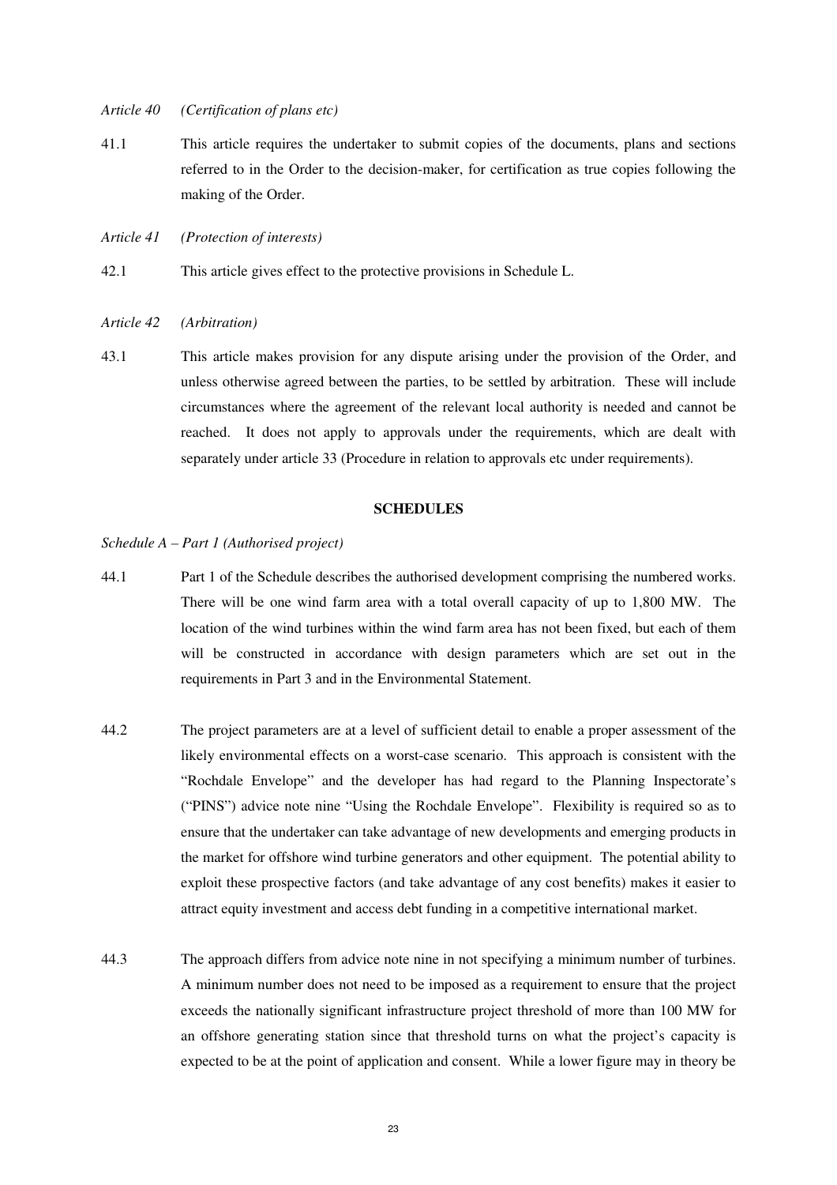*Article 40 (Certification of plans etc)*

41.1 This article requires the undertaker to submit copies of the documents, plans and sections referred to in the Order to the decision-maker, for certification as true copies following the making of the Order.

*Article 41 (Protection of interests)*

42.1 This article gives effect to the protective provisions in Schedule L.

*Article 42 (Arbitration)*

43.1 This article makes provision for any dispute arising under the provision of the Order, and unless otherwise agreed between the parties, to be settled by arbitration. These will include circumstances where the agreement of the relevant local authority is needed and cannot be reached. It does not apply to approvals under the requirements, which are dealt with separately under article 33 (Procedure in relation to approvals etc under requirements).

**SCHEDULES**

*Schedule A – Part 1 (Authorised project)*

44.1 Part 1 of the Schedule describes the authorised development comprising the numbered works. There will be one wind farm area with a total overall capacity of up to 1,800 MW. The location of the wind turbines within the wind farm area has not been fixed, but each of them will be constructed in accordance with design parameters which are set out in the requirements in Part 3 and in the Environmental Statement.

44.2 The project parameters are at a level of sufficient detail to enable a proper assessment of the likely environmental effects on a worst-case scenario. This approach is consistent with the "Rochdale Envelope" and the developer has had regard to the Planning Inspectorate's ("PINS") advice note nine "Using the Rochdale Envelope". Flexibility is required so as to ensure that the undertaker can take advantage of new developments and emerging products in the market for offshore wind turbine generators and other equipment. The potential ability to exploit these prospective factors (and take advantage of any cost benefits) makes it easier to attract equity investment and access debt funding in a competitive international market.

44.3 The approach differs from advice note nine in not specifying a minimum number of turbines. A minimum number does not need to be imposed as a requirement to ensure that the project exceeds the nationally significant infrastructure project threshold of more than 100 MW for an offshore generating station since that threshold turns on what the project's capacity is expected to be at the point of application and consent. While a lower figure may in theory be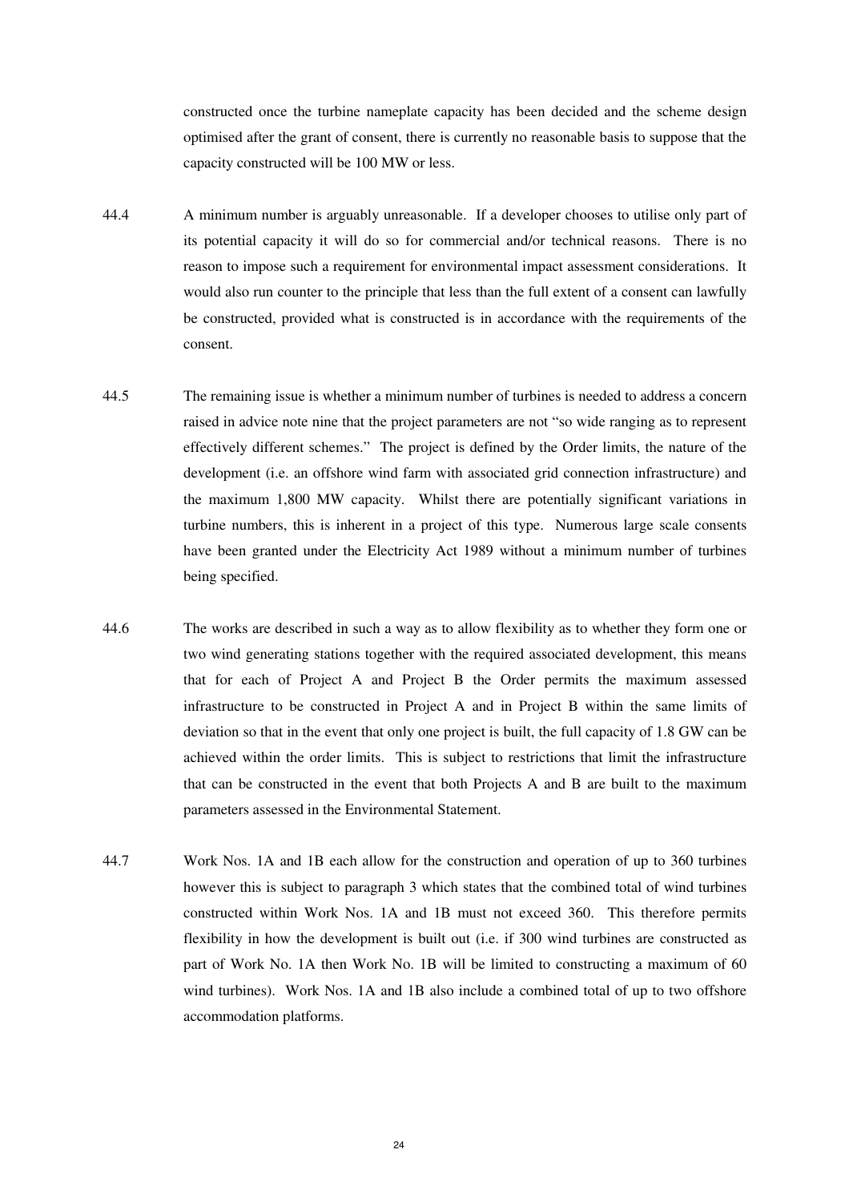constructed once the turbine nameplate capacity has been decided and the scheme design optimised after the grant of consent, there is currently no reasonable basis to suppose that the capacity constructed will be 100 MW or less.

44.4 A minimum number is arguably unreasonable. If a developer chooses to utilise only part of its potential capacity it will do so for commercial and/or technical reasons. There is no reason to impose such a requirement for environmental impact assessment considerations. It would also run counter to the principle that less than the full extent of a consent can lawfully be constructed, provided what is constructed is in accordance with the requirements of the consent.

44.5 The remaining issue is whether a minimum number of turbines is needed to address a concern raised in advice note nine that the project parameters are not "so wide ranging as to represent effectively different schemes." The project is defined by the Order limits, the nature of the development (i.e. an offshore wind farm with associated grid connection infrastructure) and the maximum 1,800 MW capacity. Whilst there are potentially significant variations in turbine numbers, this is inherent in a project of this type. Numerous large scale consents have been granted under the Electricity Act 1989 without a minimum number of turbines being specified.

44.6 The works are described in such a way as to allow flexibility as to whether they form one or two wind generating stations together with the required associated development, this means that for each of Project A and Project B the Order permits the maximum assessed infrastructure to be constructed in Project A and in Project B within the same limits of deviation so that in the event that only one project is built, the full capacity of 1.8 GW can be achieved within the order limits. This is subject to restrictions that limit the infrastructure that can be constructed in the event that both Projects A and B are built to the maximum parameters assessed in the Environmental Statement.

44.7 Work Nos. 1A and 1B each allow for the construction and operation of up to 360 turbines however this is subject to paragraph 3 which states that the combined total of wind turbines constructed within Work Nos. 1A and 1B must not exceed 360. This therefore permits flexibility in how the development is built out (i.e. if 300 wind turbines are constructed as part of Work No. 1A then Work No. 1B will be limited to constructing a maximum of 60 wind turbines). Work Nos. 1A and 1B also include a combined total of up to two offshore accommodation platforms.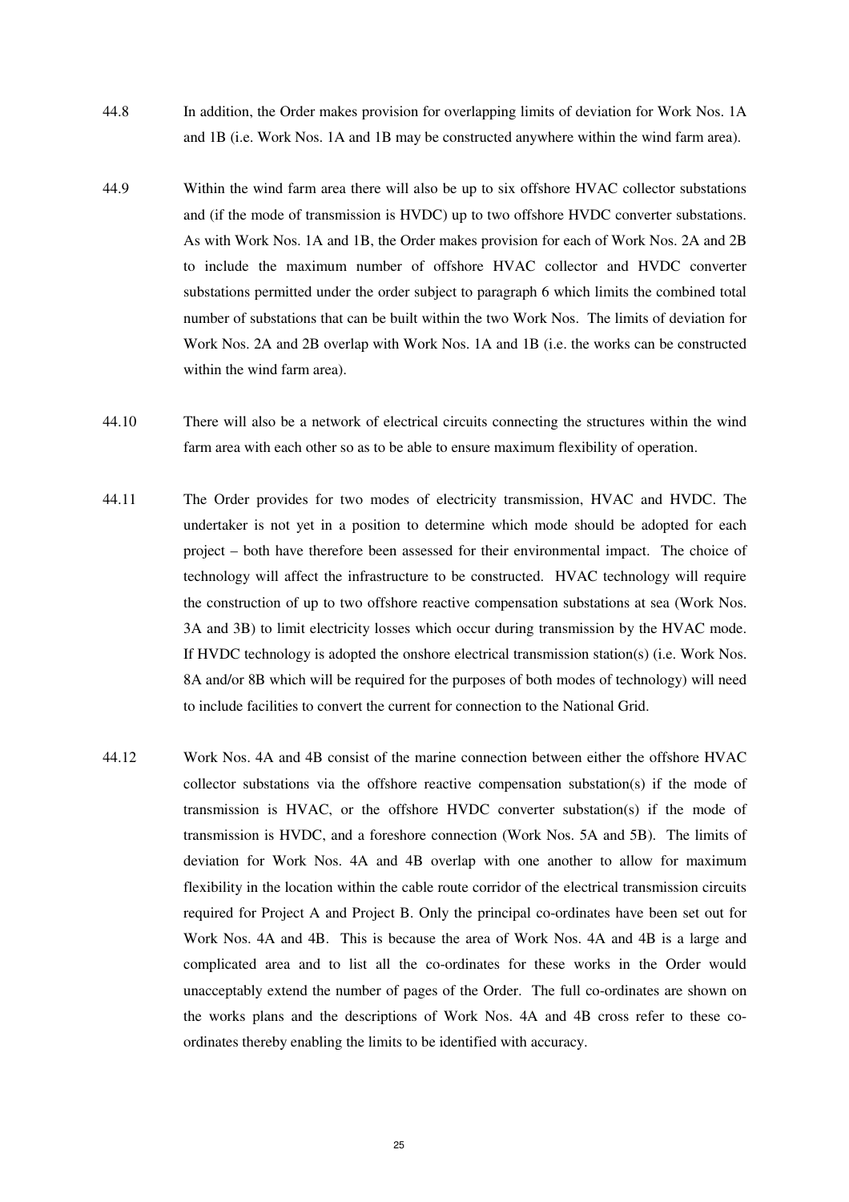44.8 In addition, the Order makes provision for overlapping limits of deviation for Work Nos. 1A and 1B (i.e. Work Nos. 1A and 1B may be constructed anywhere within the wind farm area).

44.9 Within the wind farm area there will also be up to six offshore HVAC collector substations and (if the mode of transmission is HVDC) up to two offshore HVDC converter substations. As with Work Nos. 1A and 1B, the Order makes provision for each of Work Nos. 2A and 2B to include the maximum number of offshore HVAC collector and HVDC converter substations permitted under the order subject to paragraph 6 which limits the combined total number of substations that can be built within the two Work Nos. The limits of deviation for Work Nos. 2A and 2B overlap with Work Nos. 1A and 1B (i.e. the works can be constructed within the wind farm area).

44.10 There will also be a network of electrical circuits connecting the structures within the wind farm area with each other so as to be able to ensure maximum flexibility of operation.

44.11 The Order provides for two modes of electricity transmission, HVAC and HVDC. The undertaker is not yet in a position to determine which mode should be adopted for each project – both have therefore been assessed for their environmental impact. The choice of technology will affect the infrastructure to be constructed. HVAC technology will require the construction of up to two offshore reactive compensation substations at sea (Work Nos. 3A and 3B) to limit electricity losses which occur during transmission by the HVAC mode. If HVDC technology is adopted the onshore electrical transmission station(s) (i.e. Work Nos. 8A and/or 8B which will be required for the purposes of both modes of technology) will need to include facilities to convert the current for connection to the National Grid.

44.12 Work Nos. 4A and 4B consist of the marine connection between either the offshore HVAC collector substations via the offshore reactive compensation substation(s) if the mode of transmission is HVAC, or the offshore HVDC converter substation(s) if the mode of transmission is HVDC, and a foreshore connection (Work Nos. 5A and 5B). The limits of deviation for Work Nos. 4A and 4B overlap with one another to allow for maximum flexibility in the location within the cable route corridor of the electrical transmission circuits required for Project A and Project B. Only the principal co-ordinates have been set out for Work Nos. 4A and 4B. This is because the area of Work Nos. 4A and 4B is a large and complicated area and to list all the co-ordinates for these works in the Order would unacceptably extend the number of pages of the Order. The full co-ordinates are shown on the works plans and the descriptions of Work Nos. 4A and 4B cross refer to these co-ordinates thereby enabling the limits to be identified with accuracy.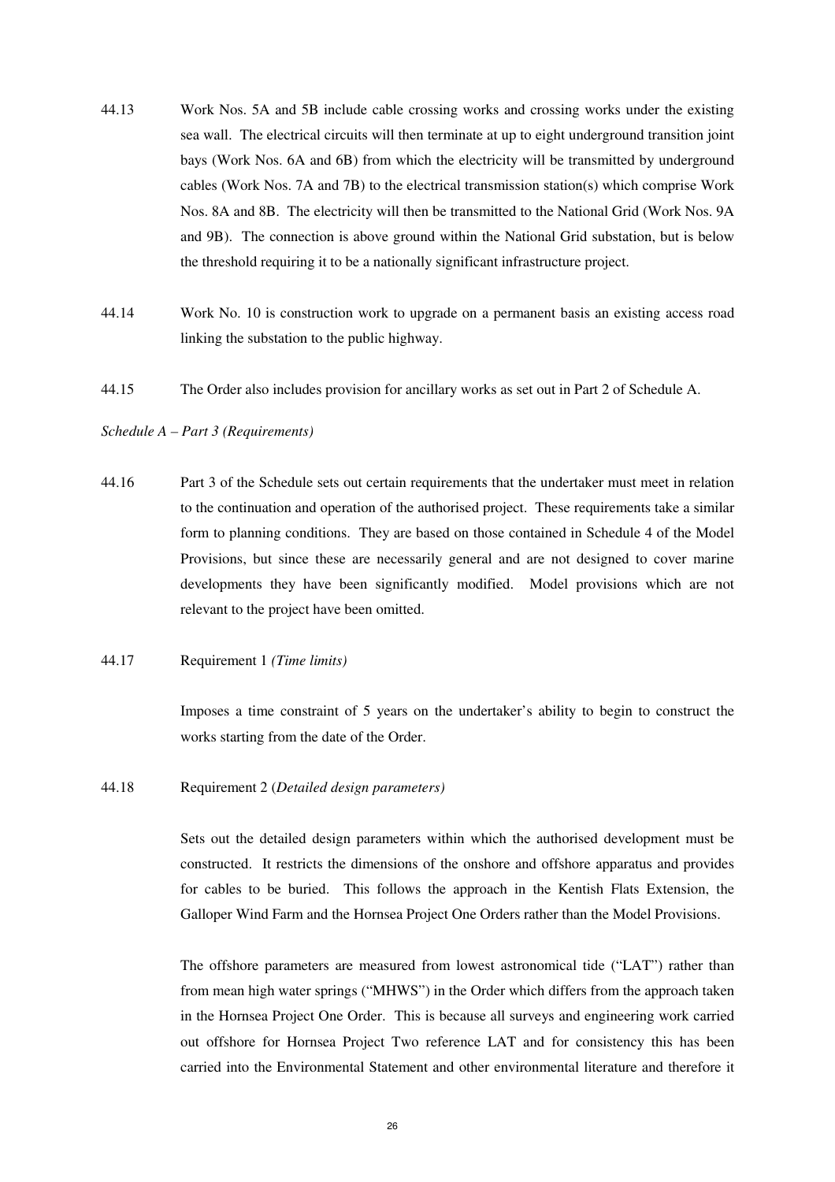44.13 Work Nos. 5A and 5B include cable crossing works and crossing works under the existing sea wall. The electrical circuits will then terminate at up to eight underground transition joint bays (Work Nos. 6A and 6B) from which the electricity will be transmitted by underground cables (Work Nos. 7A and 7B) to the electrical transmission station(s) which comprise Work Nos. 8A and 8B. The electricity will then be transmitted to the National Grid (Work Nos. 9A and 9B). The connection is above ground within the National Grid substation, but is below the threshold requiring it to be a nationally significant infrastructure project.

44.14 Work No. 10 is construction work to upgrade on a permanent basis an existing access road linking the substation to the public highway.

44.15 The Order also includes provision for ancillary works as set out in Part 2 of Schedule A.

*Schedule A – Part 3 (Requirements)*

44.16 Part 3 of the Schedule sets out certain requirements that the undertaker must meet in relation to the continuation and operation of the authorised project. These requirements take a similar form to planning conditions. They are based on those contained in Schedule 4 of the Model Provisions, but since these are necessarily general and are not designed to cover marine developments they have been significantly modified. Model provisions which are not relevant to the project have been omitted.

44.17 Requirement 1 *(Time limits)*

Imposes a time constraint of 5 years on the undertaker's ability to begin to construct the works starting from the date of the Order.

44.18 Requirement 2 (*Detailed design parameters)*

Sets out the detailed design parameters within which the authorised development must be constructed. It restricts the dimensions of the onshore and offshore apparatus and provides for cables to be buried. This follows the approach in the Kentish Flats Extension, the Galloper Wind Farm and the Hornsea Project One Orders rather than the Model Provisions.

The offshore parameters are measured from lowest astronomical tide ("LAT") rather than from mean high water springs ("MHWS") in the Order which differs from the approach taken in the Hornsea Project One Order. This is because all surveys and engineering work carried out offshore for Hornsea Project Two reference LAT and for consistency this has been carried into the Environmental Statement and other environmental literature and therefore it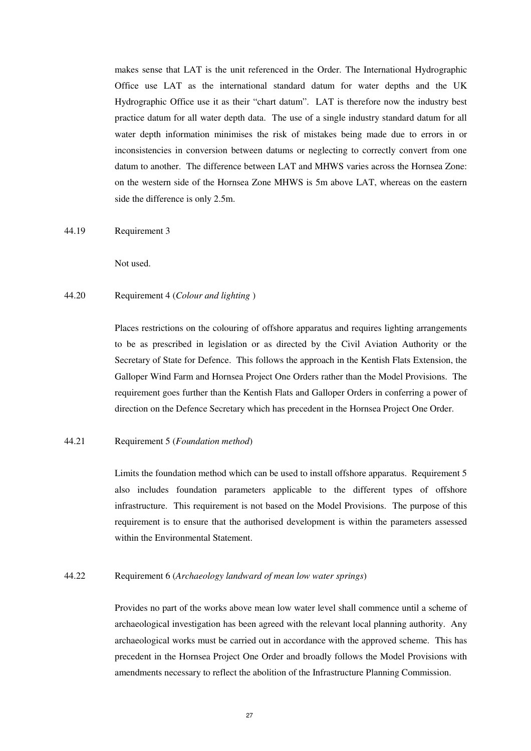makes sense that LAT is the unit referenced in the Order. The International Hydrographic Office use LAT as the international standard datum for water depths and the UK Hydrographic Office use it as their "chart datum". LAT is therefore now the industry best practice datum for all water depth data. The use of a single industry standard datum for all water depth information minimises the risk of mistakes being made due to errors in or inconsistencies in conversion between datums or neglecting to correctly convert from one datum to another. The difference between LAT and MHWS varies across the Hornsea Zone: on the western side of the Hornsea Zone MHWS is 5m above LAT, whereas on the eastern side the difference is only 2.5m.

44.19 Requirement 3

Not used.

44.20 Requirement 4 (*Colour and lighting* )

Places restrictions on the colouring of offshore apparatus and requires lighting arrangements to be as prescribed in legislation or as directed by the Civil Aviation Authority or the Secretary of State for Defence. This follows the approach in the Kentish Flats Extension, the Galloper Wind Farm and Hornsea Project One Orders rather than the Model Provisions. The requirement goes further than the Kentish Flats and Galloper Orders in conferring a power of direction on the Defence Secretary which has precedent in the Hornsea Project One Order.

44.21 Requirement 5 (*Foundation method*)

Limits the foundation method which can be used to install offshore apparatus. Requirement 5 also includes foundation parameters applicable to the different types of offshore infrastructure. This requirement is not based on the Model Provisions. The purpose of this requirement is to ensure that the authorised development is within the parameters assessed within the Environmental Statement.

44.22 Requirement 6 (*Archaeology landward of mean low water springs*)

Provides no part of the works above mean low water level shall commence until a scheme of archaeological investigation has been agreed with the relevant local planning authority. Any archaeological works must be carried out in accordance with the approved scheme. This has precedent in the Hornsea Project One Order and broadly follows the Model Provisions with amendments necessary to reflect the abolition of the Infrastructure Planning Commission.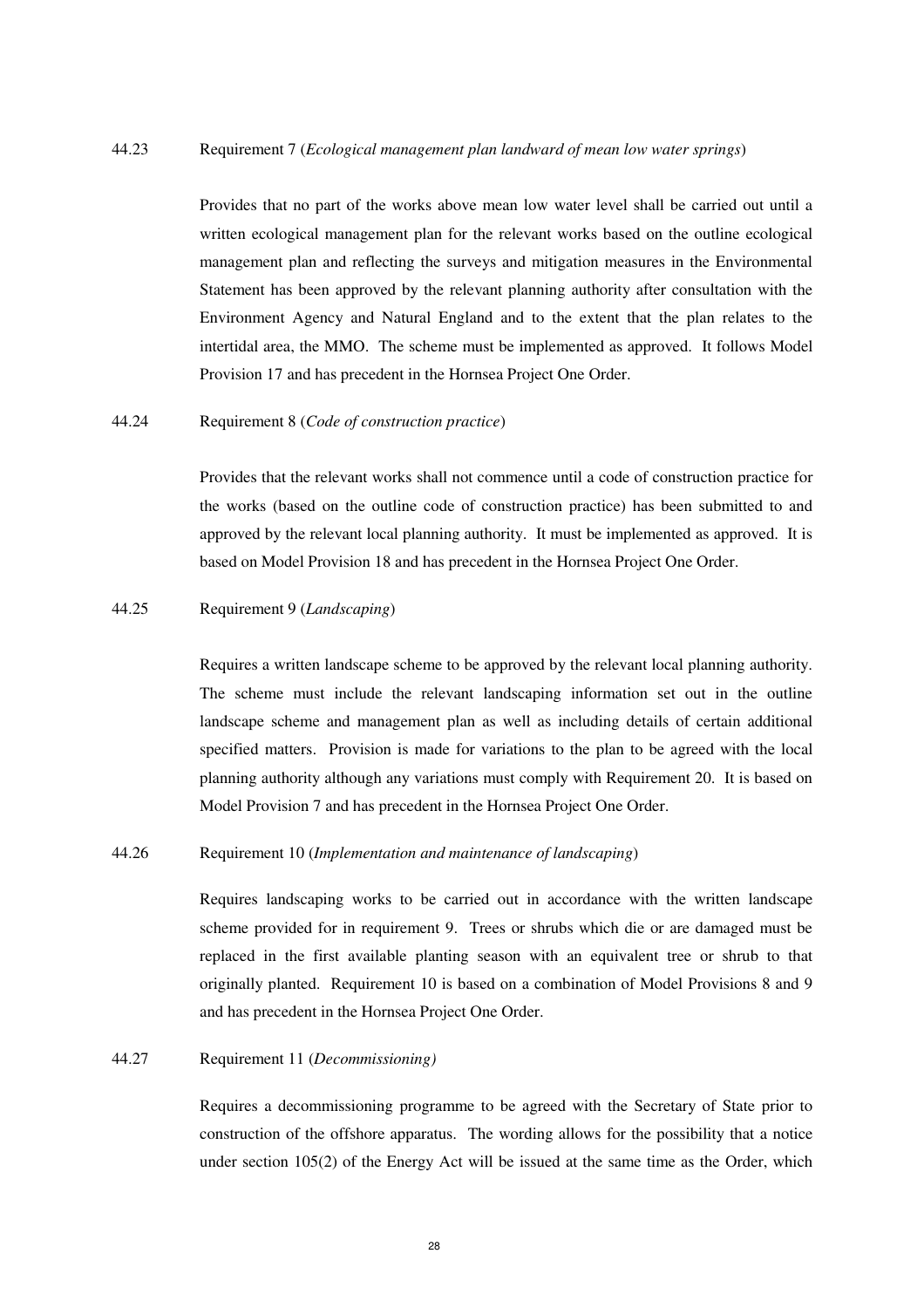44.23 Requirement 7 (*Ecological management plan landward of mean low water springs*)

Provides that no part of the works above mean low water level shall be carried out until a written ecological management plan for the relevant works based on the outline ecological management plan and reflecting the surveys and mitigation measures in the Environmental Statement has been approved by the relevant planning authority after consultation with the Environment Agency and Natural England and to the extent that the plan relates to the intertidal area, the MMO. The scheme must be implemented as approved. It follows Model Provision 17 and has precedent in the Hornsea Project One Order.

44.24 Requirement 8 (*Code of construction practice*)

Provides that the relevant works shall not commence until a code of construction practice for the works (based on the outline code of construction practice) has been submitted to and approved by the relevant local planning authority. It must be implemented as approved. It is based on Model Provision 18 and has precedent in the Hornsea Project One Order.

44.25 Requirement 9 (*Landscaping*)

Requires a written landscape scheme to be approved by the relevant local planning authority. The scheme must include the relevant landscaping information set out in the outline landscape scheme and management plan as well as including details of certain additional specified matters. Provision is made for variations to the plan to be agreed with the local planning authority although any variations must comply with Requirement 20. It is based on Model Provision 7 and has precedent in the Hornsea Project One Order.

44.26 Requirement 10 (*Implementation and maintenance of landscaping*)

Requires landscaping works to be carried out in accordance with the written landscape scheme provided for in requirement 9. Trees or shrubs which die or are damaged must be replaced in the first available planting season with an equivalent tree or shrub to that originally planted. Requirement 10 is based on a combination of Model Provisions 8 and 9 and has precedent in the Hornsea Project One Order.

44.27 Requirement 11 (*Decommissioning)*

Requires a decommissioning programme to be agreed with the Secretary of State prior to construction of the offshore apparatus. The wording allows for the possibility that a notice under section 105(2) of the Energy Act will be issued at the same time as the Order, which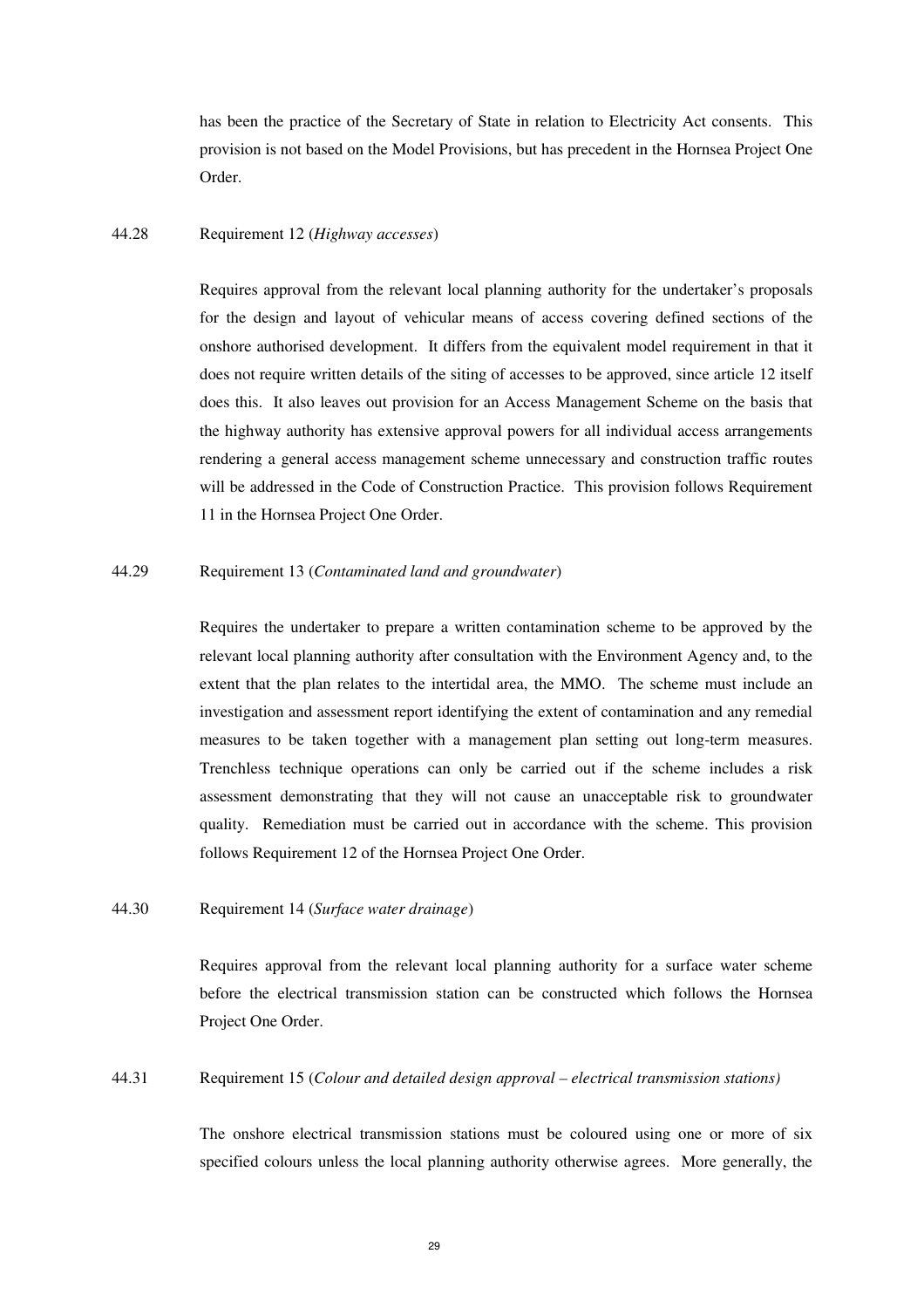has been the practice of the Secretary of State in relation to Electricity Act consents. This provision is not based on the Model Provisions, but has precedent in the Hornsea Project One Order.

44.28 Requirement 12 (*Highway accesses*)

Requires approval from the relevant local planning authority for the undertaker's proposals for the design and layout of vehicular means of access covering defined sections of the onshore authorised development. It differs from the equivalent model requirement in that it does not require written details of the siting of accesses to be approved, since article 12 itself does this. It also leaves out provision for an Access Management Scheme on the basis that the highway authority has extensive approval powers for all individual access arrangements rendering a general access management scheme unnecessary and construction traffic routes will be addressed in the Code of Construction Practice. This provision follows Requirement 11 in the Hornsea Project One Order.

44.29 Requirement 13 (*Contaminated land and groundwater*)

Requires the undertaker to prepare a written contamination scheme to be approved by the relevant local planning authority after consultation with the Environment Agency and, to the extent that the plan relates to the intertidal area, the MMO. The scheme must include an investigation and assessment report identifying the extent of contamination and any remedial measures to be taken together with a management plan setting out long-term measures. Trenchless technique operations can only be carried out if the scheme includes a risk assessment demonstrating that they will not cause an unacceptable risk to groundwater quality. Remediation must be carried out in accordance with the scheme. This provision follows Requirement 12 of the Hornsea Project One Order.

44.30 Requirement 14 (*Surface water drainage*)

Requires approval from the relevant local planning authority for a surface water scheme before the electrical transmission station can be constructed which follows the Hornsea Project One Order.

44.31 Requirement 15 (*Colour and detailed design approval – electrical transmission stations)*

The onshore electrical transmission stations must be coloured using one or more of six specified colours unless the local planning authority otherwise agrees. More generally, the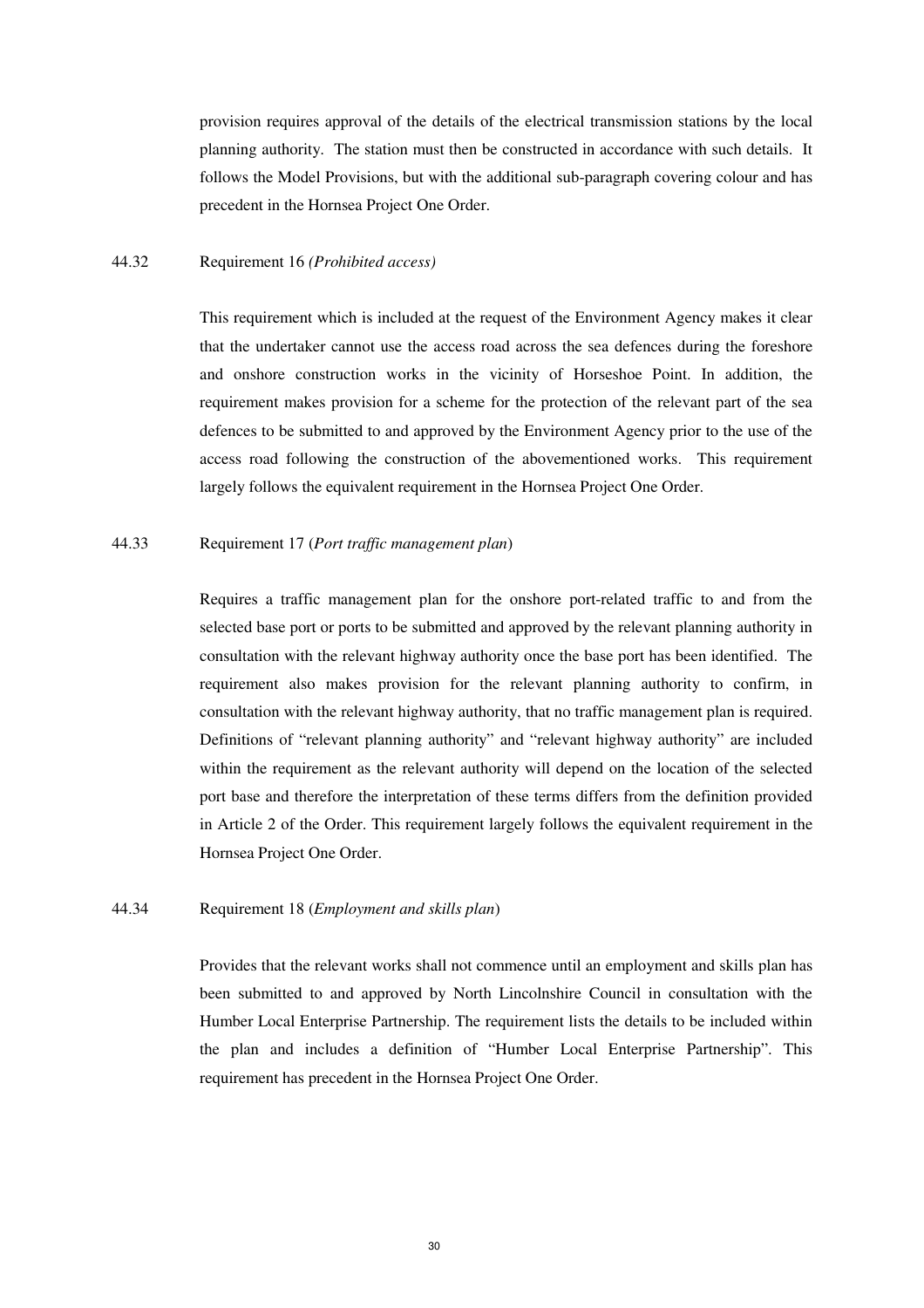provision requires approval of the details of the electrical transmission stations by the local planning authority. The station must then be constructed in accordance with such details. It follows the Model Provisions, but with the additional sub-paragraph covering colour and has precedent in the Hornsea Project One Order.

44.32 Requirement 16 *(Prohibited access)*

This requirement which is included at the request of the Environment Agency makes it clear that the undertaker cannot use the access road across the sea defences during the foreshore and onshore construction works in the vicinity of Horseshoe Point. In addition, the requirement makes provision for a scheme for the protection of the relevant part of the sea defences to be submitted to and approved by the Environment Agency prior to the use of the access road following the construction of the abovementioned works. This requirement largely follows the equivalent requirement in the Hornsea Project One Order.

44.33 Requirement 17 (*Port traffic management plan*)

Requires a traffic management plan for the onshore port-related traffic to and from the selected base port or ports to be submitted and approved by the relevant planning authority in consultation with the relevant highway authority once the base port has been identified. The requirement also makes provision for the relevant planning authority to confirm, in consultation with the relevant highway authority, that no traffic management plan is required. Definitions of "relevant planning authority" and "relevant highway authority" are included within the requirement as the relevant authority will depend on the location of the selected port base and therefore the interpretation of these terms differs from the definition provided in Article 2 of the Order. This requirement largely follows the equivalent requirement in the Hornsea Project One Order.

44.34 Requirement 18 (*Employment and skills plan*)

Provides that the relevant works shall not commence until an employment and skills plan has been submitted to and approved by North Lincolnshire Council in consultation with the Humber Local Enterprise Partnership. The requirement lists the details to be included within the plan and includes a definition of "Humber Local Enterprise Partnership". This requirement has precedent in the Hornsea Project One Order.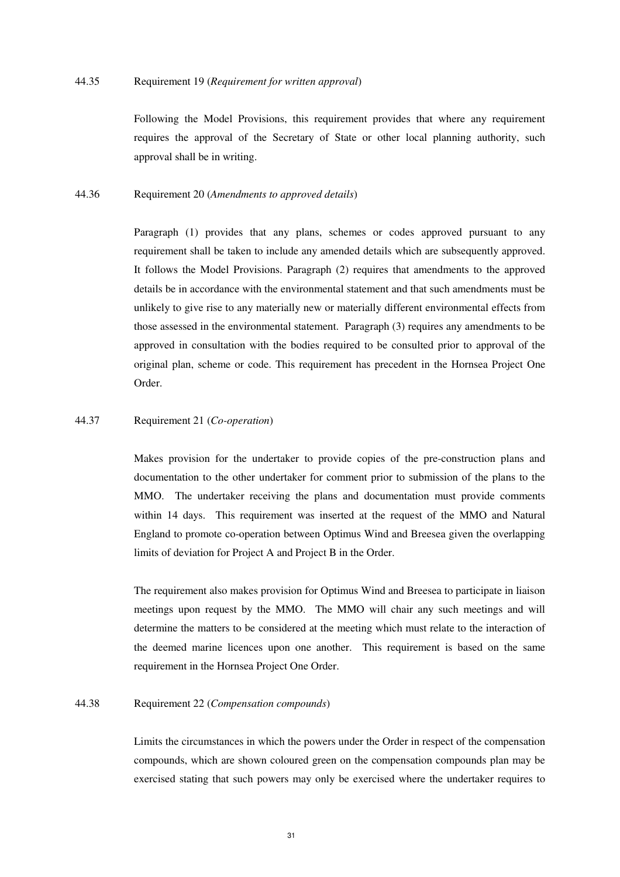44.35 Requirement 19 (*Requirement for written approval*)

Following the Model Provisions, this requirement provides that where any requirement requires the approval of the Secretary of State or other local planning authority, such approval shall be in writing.

44.36 Requirement 20 (*Amendments to approved details*)

Paragraph (1) provides that any plans, schemes or codes approved pursuant to any requirement shall be taken to include any amended details which are subsequently approved. It follows the Model Provisions. Paragraph (2) requires that amendments to the approved details be in accordance with the environmental statement and that such amendments must be unlikely to give rise to any materially new or materially different environmental effects from those assessed in the environmental statement. Paragraph (3) requires any amendments to be approved in consultation with the bodies required to be consulted prior to approval of the original plan, scheme or code. This requirement has precedent in the Hornsea Project One Order.

44.37 Requirement 21 (*Co-operation*)

Makes provision for the undertaker to provide copies of the pre-construction plans and documentation to the other undertaker for comment prior to submission of the plans to the MMO. The undertaker receiving the plans and documentation must provide comments within 14 days. This requirement was inserted at the request of the MMO and Natural England to promote co-operation between Optimus Wind and Breesea given the overlapping limits of deviation for Project A and Project B in the Order.

The requirement also makes provision for Optimus Wind and Breesea to participate in liaison meetings upon request by the MMO. The MMO will chair any such meetings and will determine the matters to be considered at the meeting which must relate to the interaction of the deemed marine licences upon one another. This requirement is based on the same requirement in the Hornsea Project One Order.

44.38 Requirement 22 (*Compensation compounds*)

Limits the circumstances in which the powers under the Order in respect of the compensation compounds, which are shown coloured green on the compensation compounds plan may be exercised stating that such powers may only be exercised where the undertaker requires to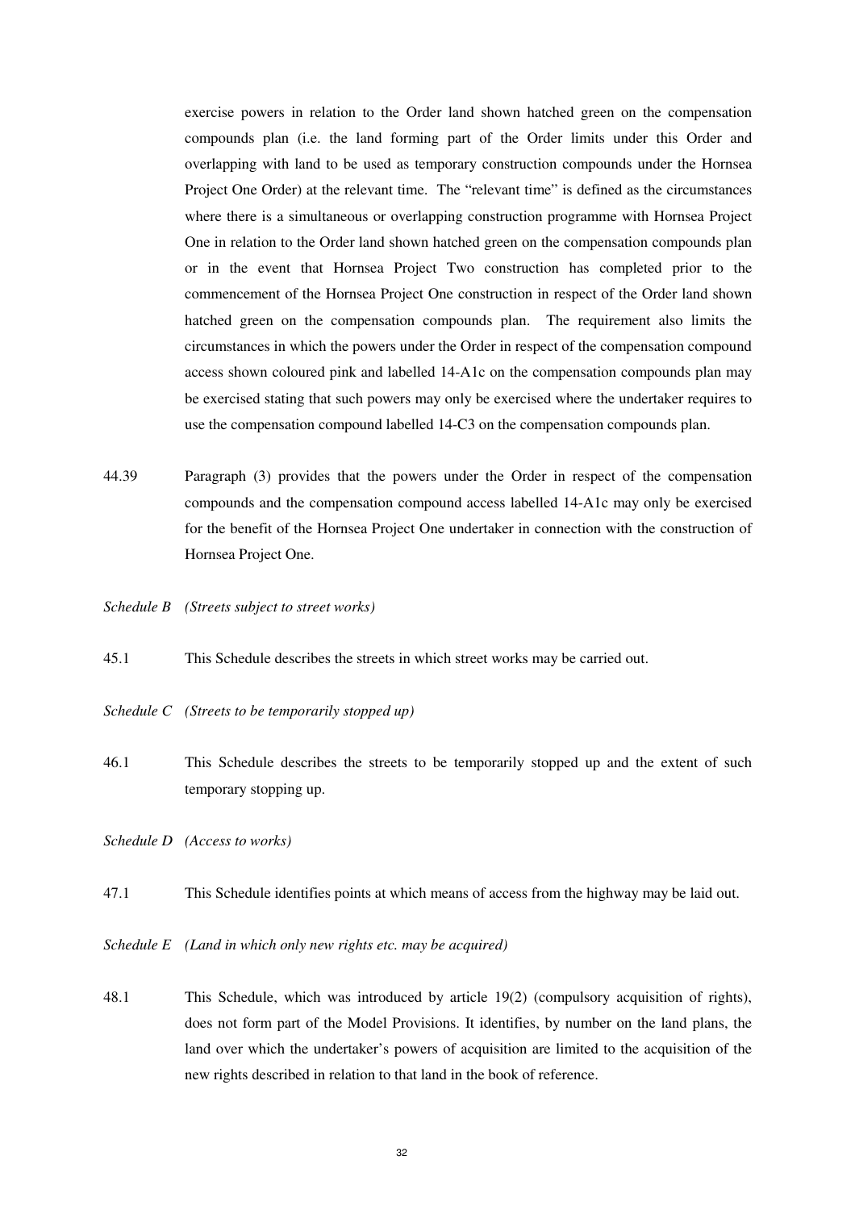exercise powers in relation to the Order land shown hatched green on the compensation compounds plan (i.e. the land forming part of the Order limits under this Order and overlapping with land to be used as temporary construction compounds under the Hornsea Project One Order) at the relevant time. The "relevant time" is defined as the circumstances where there is a simultaneous or overlapping construction programme with Hornsea Project One in relation to the Order land shown hatched green on the compensation compounds plan or in the event that Hornsea Project Two construction has completed prior to the commencement of the Hornsea Project One construction in respect of the Order land shown hatched green on the compensation compounds plan. The requirement also limits the circumstances in which the powers under the Order in respect of the compensation compound access shown coloured pink and labelled 14-A1c on the compensation compounds plan may be exercised stating that such powers may only be exercised where the undertaker requires to use the compensation compound labelled 14-C3 on the compensation compounds plan.

44.39 Paragraph (3) provides that the powers under the Order in respect of the compensation compounds and the compensation compound access labelled 14-A1c may only be exercised for the benefit of the Hornsea Project One undertaker in connection with the construction of Hornsea Project One.

*Schedule B (Streets subject to street works)*

45.1 This Schedule describes the streets in which street works may be carried out.

*Schedule C (Streets to be temporarily stopped up)*

46.1 This Schedule describes the streets to be temporarily stopped up and the extent of such temporary stopping up.

*Schedule D (Access to works)*

47.1 This Schedule identifies points at which means of access from the highway may be laid out.

*Schedule E (Land in which only new rights etc. may be acquired)*

48.1 This Schedule, which was introduced by article 19(2) (compulsory acquisition of rights), does not form part of the Model Provisions. It identifies, by number on the land plans, the land over which the undertaker's powers of acquisition are limited to the acquisition of the new rights described in relation to that land in the book of reference.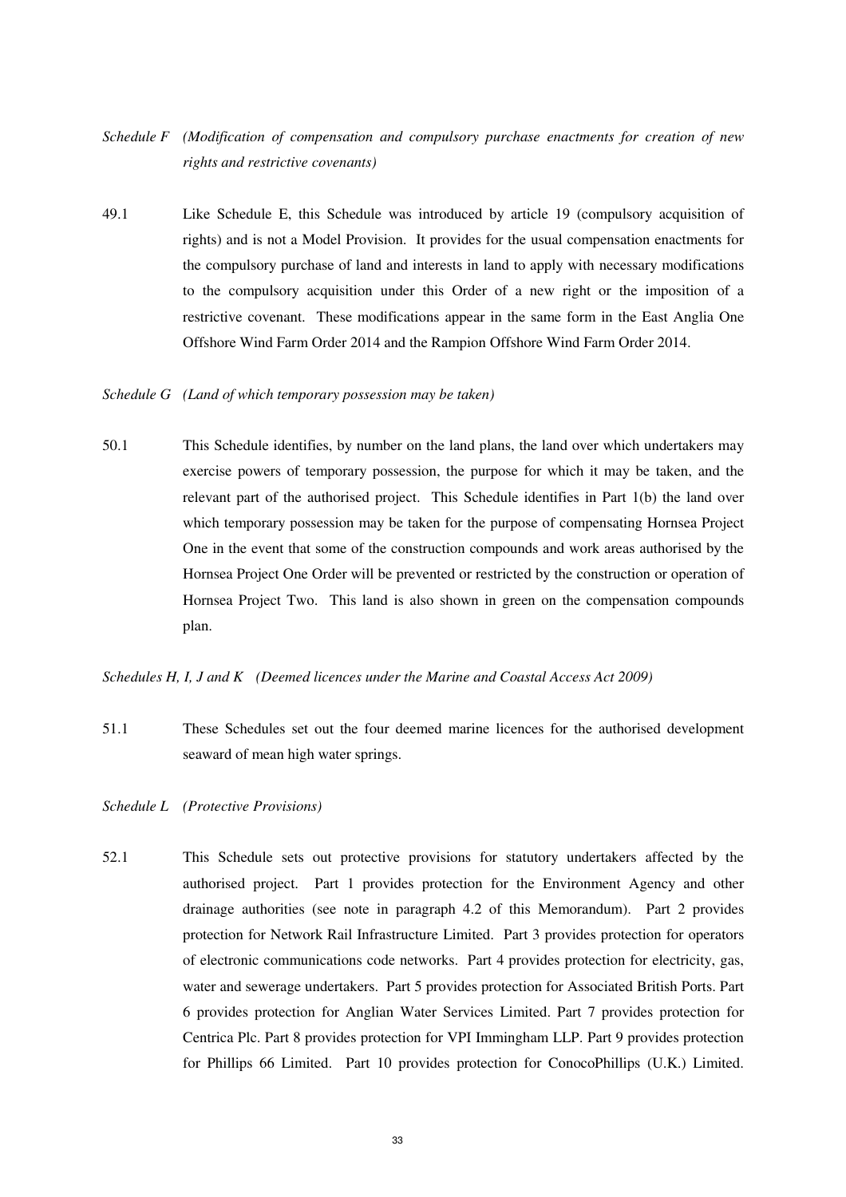*Schedule F (Modification of compensation and compulsory purchase enactments for creation of new rights and restrictive covenants)*

49.1 Like Schedule E, this Schedule was introduced by article 19 (compulsory acquisition of rights) and is not a Model Provision. It provides for the usual compensation enactments for the compulsory purchase of land and interests in land to apply with necessary modifications to the compulsory acquisition under this Order of a new right or the imposition of a restrictive covenant. These modifications appear in the same form in the East Anglia One Offshore Wind Farm Order 2014 and the Rampion Offshore Wind Farm Order 2014.

*Schedule G (Land of which temporary possession may be taken)*

50.1 This Schedule identifies, by number on the land plans, the land over which undertakers may exercise powers of temporary possession, the purpose for which it may be taken, and the relevant part of the authorised project. This Schedule identifies in Part 1(b) the land over which temporary possession may be taken for the purpose of compensating Hornsea Project One in the event that some of the construction compounds and work areas authorised by the Hornsea Project One Order will be prevented or restricted by the construction or operation of Hornsea Project Two. This land is also shown in green on the compensation compounds plan.

*Schedules H, I, J and K (Deemed licences under the Marine and Coastal Access Act 2009)*

51.1 These Schedules set out the four deemed marine licences for the authorised development seaward of mean high water springs.

*Schedule L (Protective Provisions)*

52.1 This Schedule sets out protective provisions for statutory undertakers affected by the authorised project. Part 1 provides protection for the Environment Agency and other drainage authorities (see note in paragraph 4.2 of this Memorandum). Part 2 provides protection for Network Rail Infrastructure Limited. Part 3 provides protection for operators of electronic communications code networks. Part 4 provides protection for electricity, gas, water and sewerage undertakers. Part 5 provides protection for Associated British Ports. Part 6 provides protection for Anglian Water Services Limited. Part 7 provides protection for Centrica Plc. Part 8 provides protection for VPI Immingham LLP. Part 9 provides protection for Phillips 66 Limited. Part 10 provides protection for ConocoPhillips (U.K.) Limited.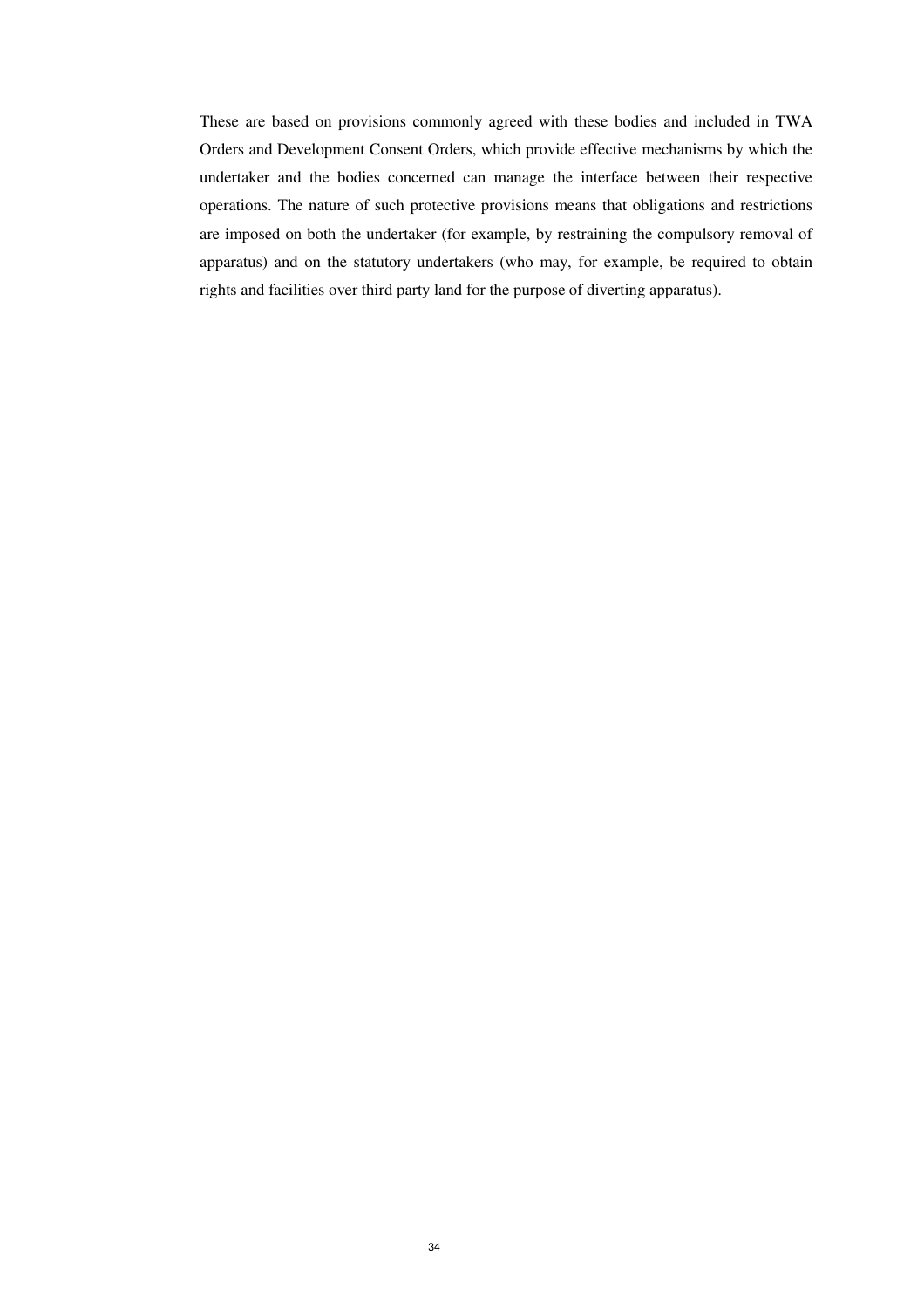These are based on provisions commonly agreed with these bodies and included in TWA Orders and Development Consent Orders, which provide effective mechanisms by which the undertaker and the bodies concerned can manage the interface between their respective operations. The nature of such protective provisions means that obligations and restrictions are imposed on both the undertaker (for example, by restraining the compulsory removal of apparatus) and on the statutory undertakers (who may, for example, be required to obtain rights and facilities over third party land for the purpose of diverting apparatus).